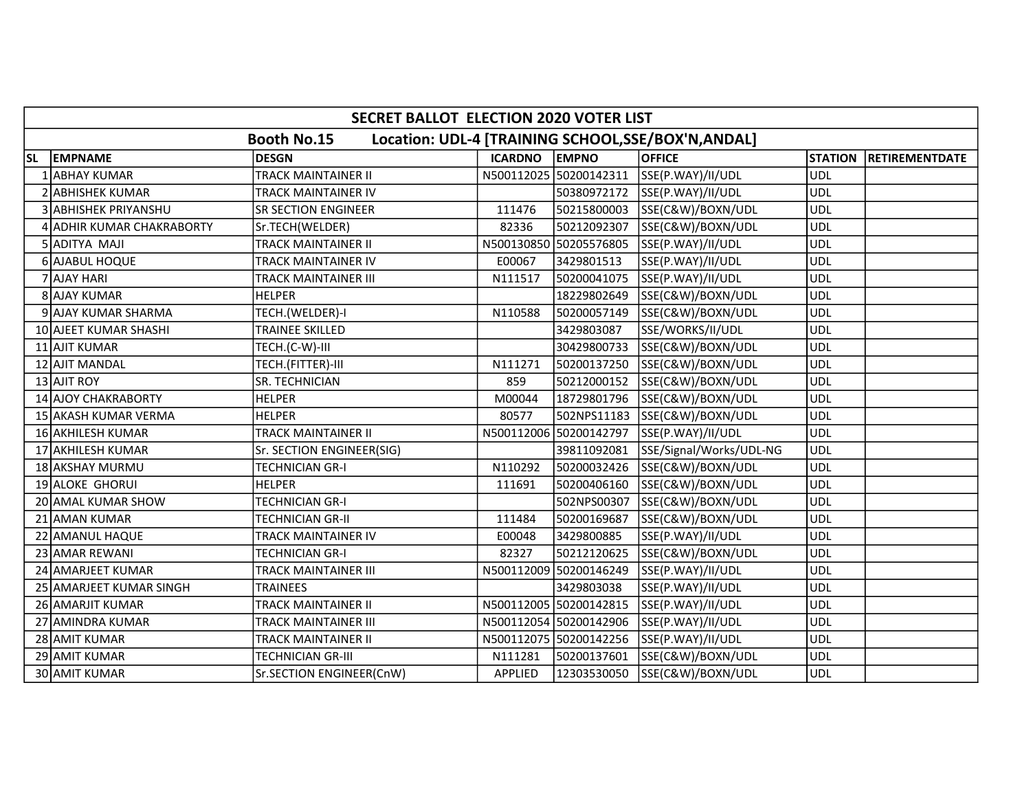## SECRET BALLOT ELECTION 2020 VOTER LIST

### Booth No.15 Location: UDL-4 [TRAINING SCHOOL,SSE/BOX'N,ANDAL]

| SL | EMPNAME | DESGN | ICARDNO | EMPNO | OFFICE | STATION | RETIREMENTDATE |
|---|---|---|---|---|---|---|---|
| 1 | ABHAY KUMAR | TRACK MAINTAINER II | N500112025 | 50200142311 | SSE(P.WAY)/II/UDL | UDL | |
| 2 | ABHISHEK KUMAR | TRACK MAINTAINER IV | | 50380972172 | SSE(P.WAY)/II/UDL | UDL | |
| 3 | ABHISHEK PRIYANSHU | SR SECTION ENGINEER | 111476 | 50215800003 | SSE(C&W)/BOXN/UDL | UDL | |
| 4 | ADHIR KUMAR CHAKRABORTY | Sr.TECH(WELDER) | 82336 | 50212092307 | SSE(C&W)/BOXN/UDL | UDL | |
| 5 | ADITYA MAJI | TRACK MAINTAINER II | N500130850 | 50205576805 | SSE(P.WAY)/II/UDL | UDL | |
| 6 | AJABUL HOQUE | TRACK MAINTAINER IV | E00067 | 3429801513 | SSE(P.WAY)/II/UDL | UDL | |
| 7 | AJAY HARI | TRACK MAINTAINER III | N111517 | 50200041075 | SSE(P.WAY)/II/UDL | UDL | |
| 8 | AJAY KUMAR | HELPER | | 18229802649 | SSE(C&W)/BOXN/UDL | UDL | |
| 9 | AJAY KUMAR SHARMA | TECH.(WELDER)-I | N110588 | 50200057149 | SSE(C&W)/BOXN/UDL | UDL | |
| 10 | AJEET KUMAR SHASHI | TRAINEE SKILLED | | 3429803087 | SSE/WORKS/II/UDL | UDL | |
| 11 | AJIT KUMAR | TECH.(C-W)-III | | 30429800733 | SSE(C&W)/BOXN/UDL | UDL | |
| 12 | AJIT MANDAL | TECH.(FITTER)-III | N111271 | 50200137250 | SSE(C&W)/BOXN/UDL | UDL | |
| 13 | AJIT ROY | SR. TECHNICIAN | 859 | 50212000152 | SSE(C&W)/BOXN/UDL | UDL | |
| 14 | AJOY CHAKRABORTY | HELPER | M00044 | 18729801796 | SSE(C&W)/BOXN/UDL | UDL | |
| 15 | AKASH KUMAR VERMA | HELPER | 80577 | 502NPS11183 | SSE(C&W)/BOXN/UDL | UDL | |
| 16 | AKHILESH KUMAR | TRACK MAINTAINER II | N500112006 | 50200142797 | SSE(P.WAY)/II/UDL | UDL | |
| 17 | AKHILESH KUMAR | Sr. SECTION ENGINEER(SIG) | | 39811092081 | SSE/Signal/Works/UDL-NG | UDL | |
| 18 | AKSHAY MURMU | TECHNICIAN GR-I | N110292 | 50200032426 | SSE(C&W)/BOXN/UDL | UDL | |
| 19 | ALOKE GHORUI | HELPER | 111691 | 50200406160 | SSE(C&W)/BOXN/UDL | UDL | |
| 20 | AMAL KUMAR SHOW | TECHNICIAN GR-I | | 502NPS00307 | SSE(C&W)/BOXN/UDL | UDL | |
| 21 | AMAN KUMAR | TECHNICIAN GR-II | 111484 | 50200169687 | SSE(C&W)/BOXN/UDL | UDL | |
| 22 | AMANUL HAQUE | TRACK MAINTAINER IV | E00048 | 3429800885 | SSE(P.WAY)/II/UDL | UDL | |
| 23 | AMAR REWANI | TECHNICIAN GR-I | 82327 | 50212120625 | SSE(C&W)/BOXN/UDL | UDL | |
| 24 | AMARJEET KUMAR | TRACK MAINTAINER III | N500112009 | 50200146249 | SSE(P.WAY)/II/UDL | UDL | |
| 25 | AMARJEET KUMAR SINGH | TRAINEES | | 3429803038 | SSE(P.WAY)/II/UDL | UDL | |
| 26 | AMARJIT KUMAR | TRACK MAINTAINER II | N500112005 | 50200142815 | SSE(P.WAY)/II/UDL | UDL | |
| 27 | AMINDRA KUMAR | TRACK MAINTAINER III | N500112054 | 50200142906 | SSE(P.WAY)/II/UDL | UDL | |
| 28 | AMIT KUMAR | TRACK MAINTAINER II | N500112075 | 50200142256 | SSE(P.WAY)/II/UDL | UDL | |
| 29 | AMIT KUMAR | TECHNICIAN GR-III | N111281 | 50200137601 | SSE(C&W)/BOXN/UDL | UDL | |
| 30 | AMIT KUMAR | Sr.SECTION ENGINEER(CnW) | APPLIED | 12303530050 | SSE(C&W)/BOXN/UDL | UDL | |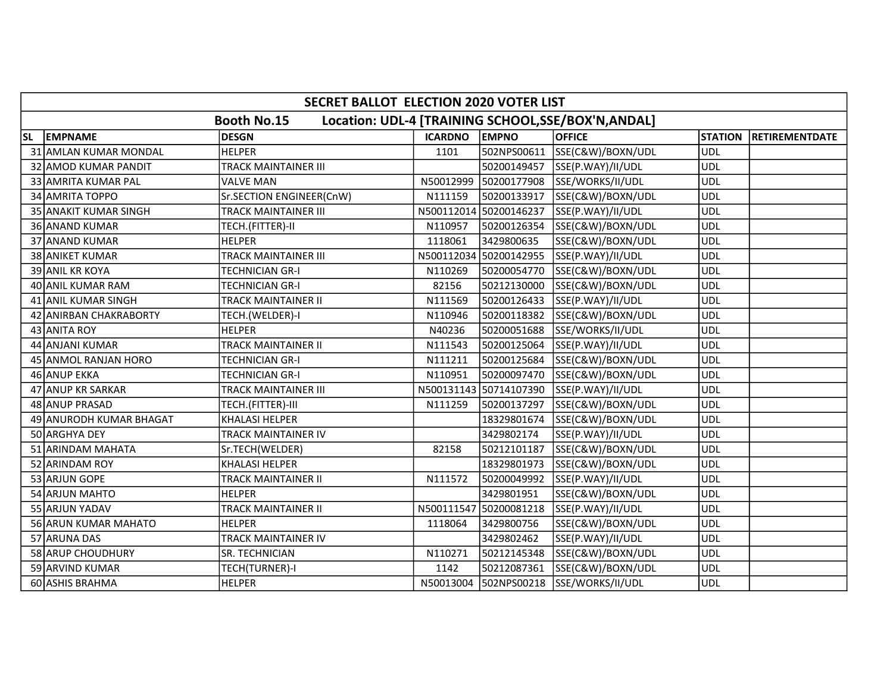| SECRET BALLOT ELECTION 2020 VOTER LIST | | | | | | | |
|---|---|---|---|---|---|---|---|
| Booth No.15 Location: UDL-4 [TRAINING SCHOOL,SSE/BOX'N,ANDAL] | | | | | | | |
| SL | EMPNAME | DESGN | ICARDNO | EMPNO | OFFICE | STATION | RETIREMENTDATE |
| 31 | AMLAN KUMAR MONDAL | HELPER | 1101 | 502NPS00611 | SSE(C&W)/BOXN/UDL | UDL | |
| 32 | AMOD KUMAR PANDIT | TRACK MAINTAINER III | | 50200149457 | SSE(P.WAY)/II/UDL | UDL | |
| 33 | AMRITA KUMAR PAL | VALVE MAN | N50012999 | 50200177908 | SSE/WORKS/II/UDL | UDL | |
| 34 | AMRITA TOPPO | Sr.SECTION ENGINEER(CnW) | N111159 | 50200133917 | SSE(C&W)/BOXN/UDL | UDL | |
| 35 | ANAKIT KUMAR SINGH | TRACK MAINTAINER III | N500112014 | 50200146237 | SSE(P.WAY)/II/UDL | UDL | |
| 36 | ANAND KUMAR | TECH.(FITTER)-II | N110957 | 50200126354 | SSE(C&W)/BOXN/UDL | UDL | |
| 37 | ANAND KUMAR | HELPER | 1118061 | 3429800635 | SSE(C&W)/BOXN/UDL | UDL | |
| 38 | ANIKET KUMAR | TRACK MAINTAINER III | N500112034 | 50200142955 | SSE(P.WAY)/II/UDL | UDL | |
| 39 | ANIL KR KOYA | TECHNICIAN GR-I | N110269 | 50200054770 | SSE(C&W)/BOXN/UDL | UDL | |
| 40 | ANIL KUMAR RAM | TECHNICIAN GR-I | 82156 | 50212130000 | SSE(C&W)/BOXN/UDL | UDL | |
| 41 | ANIL KUMAR SINGH | TRACK MAINTAINER II | N111569 | 50200126433 | SSE(P.WAY)/II/UDL | UDL | |
| 42 | ANIRBAN CHAKRABORTY | TECH.(WELDER)-I | N110946 | 50200118382 | SSE(C&W)/BOXN/UDL | UDL | |
| 43 | ANITA ROY | HELPER | N40236 | 50200051688 | SSE/WORKS/II/UDL | UDL | |
| 44 | ANJANI KUMAR | TRACK MAINTAINER II | N111543 | 50200125064 | SSE(P.WAY)/II/UDL | UDL | |
| 45 | ANMOL RANJAN HORO | TECHNICIAN GR-I | N111211 | 50200125684 | SSE(C&W)/BOXN/UDL | UDL | |
| 46 | ANUP EKKA | TECHNICIAN GR-I | N110951 | 50200097470 | SSE(C&W)/BOXN/UDL | UDL | |
| 47 | ANUP KR SARKAR | TRACK MAINTAINER III | N500131143 | 50714107390 | SSE(P.WAY)/II/UDL | UDL | |
| 48 | ANUP PRASAD | TECH.(FITTER)-III | N111259 | 50200137297 | SSE(C&W)/BOXN/UDL | UDL | |
| 49 | ANURODH KUMAR BHAGAT | KHALASI HELPER | | 18329801674 | SSE(C&W)/BOXN/UDL | UDL | |
| 50 | ARGHYA DEY | TRACK MAINTAINER IV | | 3429802174 | SSE(P.WAY)/II/UDL | UDL | |
| 51 | ARINDAM MAHATA | Sr.TECH(WELDER) | 82158 | 50212101187 | SSE(C&W)/BOXN/UDL | UDL | |
| 52 | ARINDAM ROY | KHALASI HELPER | | 18329801973 | SSE(C&W)/BOXN/UDL | UDL | |
| 53 | ARJUN GOPE | TRACK MAINTAINER II | N111572 | 50200049992 | SSE(P.WAY)/II/UDL | UDL | |
| 54 | ARJUN MAHTO | HELPER | | 3429801951 | SSE(C&W)/BOXN/UDL | UDL | |
| 55 | ARJUN YADAV | TRACK MAINTAINER II | N500111547 | 50200081218 | SSE(P.WAY)/II/UDL | UDL | |
| 56 | ARUN KUMAR MAHATO | HELPER | 1118064 | 3429800756 | SSE(C&W)/BOXN/UDL | UDL | |
| 57 | ARUNA DAS | TRACK MAINTAINER IV | | 3429802462 | SSE(P.WAY)/II/UDL | UDL | |
| 58 | ARUP CHOUDHURY | SR. TECHNICIAN | N110271 | 50212145348 | SSE(C&W)/BOXN/UDL | UDL | |
| 59 | ARVIND KUMAR | TECH(TURNER)-I | 1142 | 50212087361 | SSE(C&W)/BOXN/UDL | UDL | |
| 60 | ASHIS BRAHMA | HELPER | N50013004 | 502NPS00218 | SSE/WORKS/II/UDL | UDL | |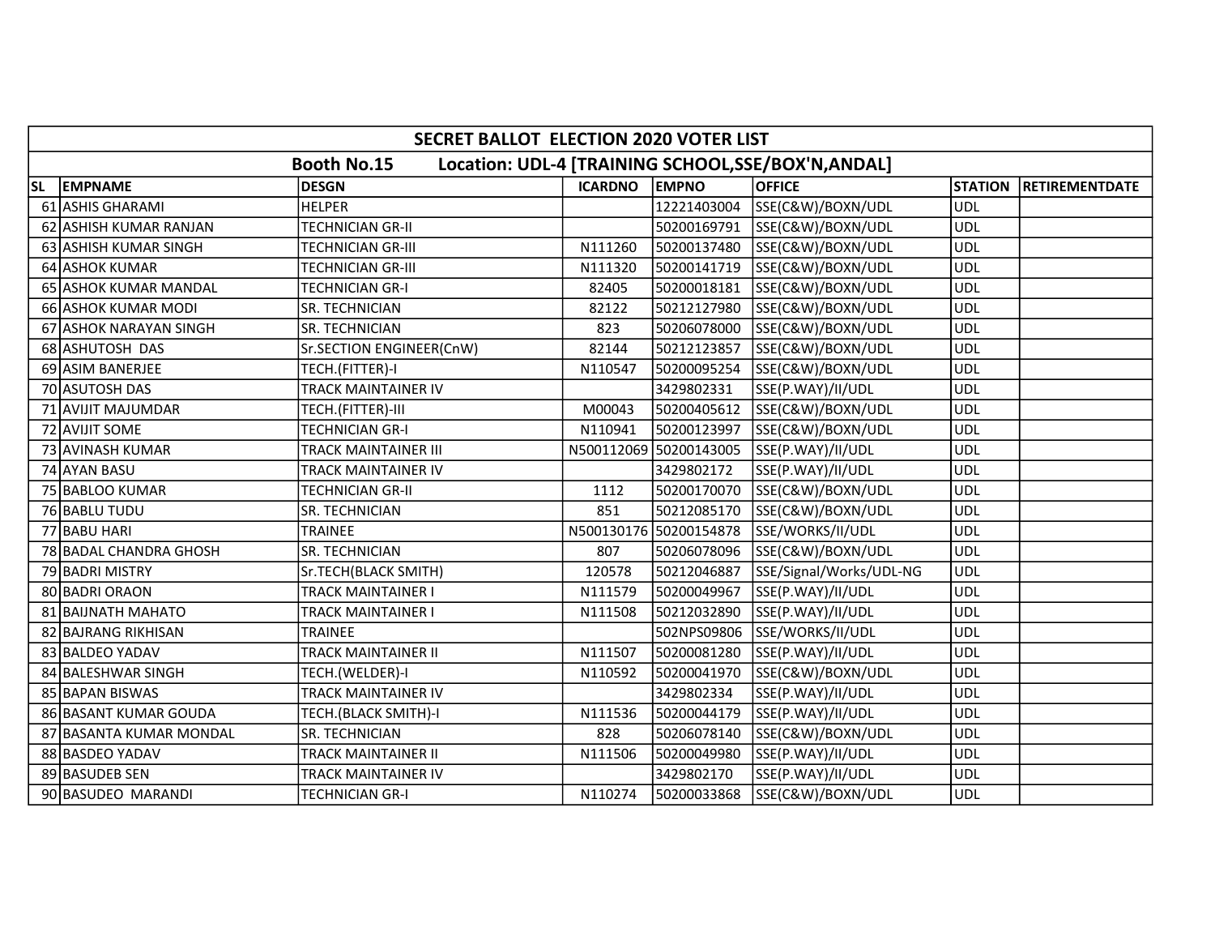| SECRET BALLOT ELECTION 2020 VOTER LIST | | | | | | | |
|---|---|---|---|---|---|---|---|
| Booth No.15 Location: UDL-4 [TRAINING SCHOOL,SSE/BOX'N,ANDAL] | | | | | | | |
| SL | EMPNAME | DESGN | ICARDNO | EMPNO | OFFICE | STATION | RETIREMENTDATE |
| 61 | ASHIS GHARAMI | HELPER | | 12221403004 | SSE(C&W)/BOXN/UDL | UDL | |
| 62 | ASHISH KUMAR RANJAN | TECHNICIAN GR-II | | 50200169791 | SSE(C&W)/BOXN/UDL | UDL | |
| 63 | ASHISH KUMAR SINGH | TECHNICIAN GR-III | N111260 | 50200137480 | SSE(C&W)/BOXN/UDL | UDL | |
| 64 | ASHOK KUMAR | TECHNICIAN GR-III | N111320 | 50200141719 | SSE(C&W)/BOXN/UDL | UDL | |
| 65 | ASHOK KUMAR MANDAL | TECHNICIAN GR-I | 82405 | 50200018181 | SSE(C&W)/BOXN/UDL | UDL | |
| 66 | ASHOK KUMAR MODI | SR. TECHNICIAN | 82122 | 50212127980 | SSE(C&W)/BOXN/UDL | UDL | |
| 67 | ASHOK NARAYAN SINGH | SR. TECHNICIAN | 823 | 50206078000 | SSE(C&W)/BOXN/UDL | UDL | |
| 68 | ASHUTOSH DAS | Sr.SECTION ENGINEER(CnW) | 82144 | 50212123857 | SSE(C&W)/BOXN/UDL | UDL | |
| 69 | ASIM BANERJEE | TECH.(FITTER)-I | N110547 | 50200095254 | SSE(C&W)/BOXN/UDL | UDL | |
| 70 | ASUTOSH DAS | TRACK MAINTAINER IV | | 3429802331 | SSE(P.WAY)/II/UDL | UDL | |
| 71 | AVIJIT MAJUMDAR | TECH.(FITTER)-III | M00043 | 50200405612 | SSE(C&W)/BOXN/UDL | UDL | |
| 72 | AVIJIT SOME | TECHNICIAN GR-I | N110941 | 50200123997 | SSE(C&W)/BOXN/UDL | UDL | |
| 73 | AVINASH KUMAR | TRACK MAINTAINER III | N500112069 | 50200143005 | SSE(P.WAY)/II/UDL | UDL | |
| 74 | AYAN BASU | TRACK MAINTAINER IV | | 3429802172 | SSE(P.WAY)/II/UDL | UDL | |
| 75 | BABLOO KUMAR | TECHNICIAN GR-II | 1112 | 50200170070 | SSE(C&W)/BOXN/UDL | UDL | |
| 76 | BABLU TUDU | SR. TECHNICIAN | 851 | 50212085170 | SSE(C&W)/BOXN/UDL | UDL | |
| 77 | BABU HARI | TRAINEE | N500130176 | 50200154878 | SSE/WORKS/II/UDL | UDL | |
| 78 | BADAL CHANDRA GHOSH | SR. TECHNICIAN | 807 | 50206078096 | SSE(C&W)/BOXN/UDL | UDL | |
| 79 | BADRI MISTRY | Sr.TECH(BLACK SMITH) | 120578 | 50212046887 | SSE/Signal/Works/UDL-NG | UDL | |
| 80 | BADRI ORAON | TRACK MAINTAINER I | N111579 | 50200049967 | SSE(P.WAY)/II/UDL | UDL | |
| 81 | BAIJNATH MAHATO | TRACK MAINTAINER I | N111508 | 50212032890 | SSE(P.WAY)/II/UDL | UDL | |
| 82 | BAJRANG RIKHISAN | TRAINEE | | 502NPS09806 | SSE/WORKS/II/UDL | UDL | |
| 83 | BALDEO YADAV | TRACK MAINTAINER II | N111507 | 50200081280 | SSE(P.WAY)/II/UDL | UDL | |
| 84 | BALESHWAR SINGH | TECH.(WELDER)-I | N110592 | 50200041970 | SSE(C&W)/BOXN/UDL | UDL | |
| 85 | BAPAN BISWAS | TRACK MAINTAINER IV | | 3429802334 | SSE(P.WAY)/II/UDL | UDL | |
| 86 | BASANT KUMAR GOUDA | TECH.(BLACK SMITH)-I | N111536 | 50200044179 | SSE(P.WAY)/II/UDL | UDL | |
| 87 | BASANTA KUMAR MONDAL | SR. TECHNICIAN | 828 | 50206078140 | SSE(C&W)/BOXN/UDL | UDL | |
| 88 | BASDEO YADAV | TRACK MAINTAINER II | N111506 | 50200049980 | SSE(P.WAY)/II/UDL | UDL | |
| 89 | BASUDEB SEN | TRACK MAINTAINER IV | | 3429802170 | SSE(P.WAY)/II/UDL | UDL | |
| 90 | BASUDEO MARANDI | TECHNICIAN GR-I | N110274 | 50200033868 | SSE(C&W)/BOXN/UDL | UDL | |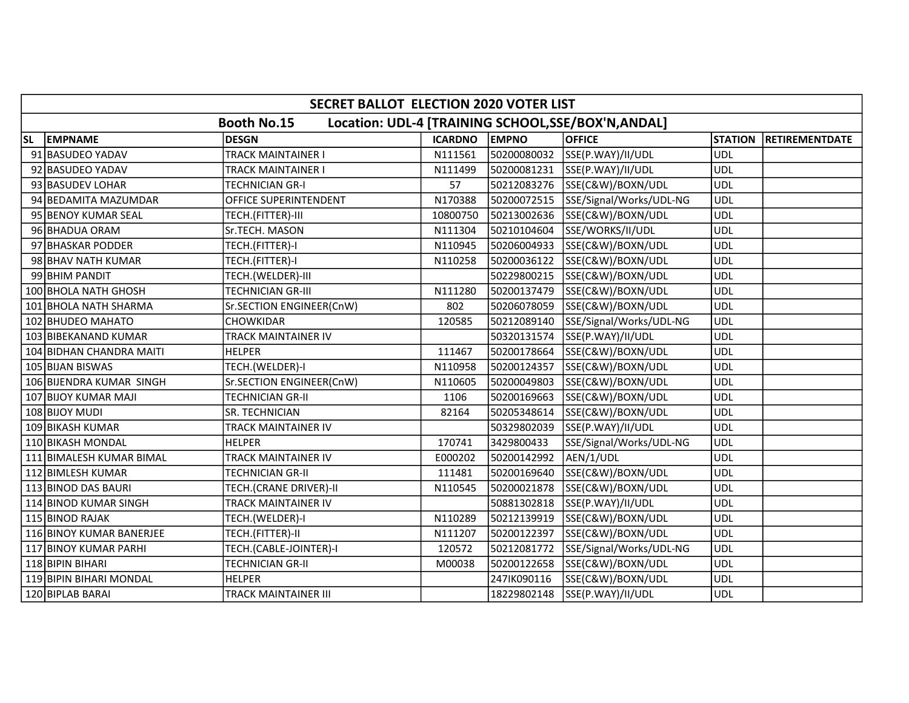| SECRET BALLOT ELECTION 2020 VOTER LIST | | | | | | | |
|---|---|---|---|---|---|---|---|
| Booth No.15 Location: UDL-4 [TRAINING SCHOOL,SSE/BOX'N,ANDAL] | | | | | | | |
| SL | EMPNAME | DESGN | ICARDNO | EMPNO | OFFICE | STATION | RETIREMENTDATE |
| 91 | BASUDEO YADAV | TRACK MAINTAINER I | N111561 | 50200080032 | SSE(P.WAY)/II/UDL | UDL | |
| 92 | BASUDEO YADAV | TRACK MAINTAINER I | N111499 | 50200081231 | SSE(P.WAY)/II/UDL | UDL | |
| 93 | BASUDEV LOHAR | TECHNICIAN GR-I | 57 | 50212083276 | SSE(C&W)/BOXN/UDL | UDL | |
| 94 | BEDAMITA MAZUMDAR | OFFICE SUPERINTENDENT | N170388 | 50200072515 | SSE/Signal/Works/UDL-NG | UDL | |
| 95 | BENOY KUMAR SEAL | TECH.(FITTER)-III | 10800750 | 50213002636 | SSE(C&W)/BOXN/UDL | UDL | |
| 96 | BHADUA ORAM | Sr.TECH. MASON | N111304 | 50210104604 | SSE/WORKS/II/UDL | UDL | |
| 97 | BHASKAR PODDER | TECH.(FITTER)-I | N110945 | 50206004933 | SSE(C&W)/BOXN/UDL | UDL | |
| 98 | BHAV NATH KUMAR | TECH.(FITTER)-I | N110258 | 50200036122 | SSE(C&W)/BOXN/UDL | UDL | |
| 99 | BHIM PANDIT | TECH.(WELDER)-III | | 50229800215 | SSE(C&W)/BOXN/UDL | UDL | |
| 100 | BHOLA NATH GHOSH | TECHNICIAN GR-III | N111280 | 50200137479 | SSE(C&W)/BOXN/UDL | UDL | |
| 101 | BHOLA NATH SHARMA | Sr.SECTION ENGINEER(CnW) | 802 | 50206078059 | SSE(C&W)/BOXN/UDL | UDL | |
| 102 | BHUDEO MAHATO | CHOWKIDAR | 120585 | 50212089140 | SSE/Signal/Works/UDL-NG | UDL | |
| 103 | BIBEKANAND KUMAR | TRACK MAINTAINER IV | | 50320131574 | SSE(P.WAY)/II/UDL | UDL | |
| 104 | BIDHAN CHANDRA MAITI | HELPER | 111467 | 50200178664 | SSE(C&W)/BOXN/UDL | UDL | |
| 105 | BIJAN BISWAS | TECH.(WELDER)-I | N110958 | 50200124357 | SSE(C&W)/BOXN/UDL | UDL | |
| 106 | BIJENDRA KUMAR SINGH | Sr.SECTION ENGINEER(CnW) | N110605 | 50200049803 | SSE(C&W)/BOXN/UDL | UDL | |
| 107 | BIJOY KUMAR MAJI | TECHNICIAN GR-II | 1106 | 50200169663 | SSE(C&W)/BOXN/UDL | UDL | |
| 108 | BIJOY MUDI | SR. TECHNICIAN | 82164 | 50205348614 | SSE(C&W)/BOXN/UDL | UDL | |
| 109 | BIKASH KUMAR | TRACK MAINTAINER IV | | 50329802039 | SSE(P.WAY)/II/UDL | UDL | |
| 110 | BIKASH MONDAL | HELPER | 170741 | 3429800433 | SSE/Signal/Works/UDL-NG | UDL | |
| 111 | BIMALESH KUMAR BIMAL | TRACK MAINTAINER IV | E000202 | 50200142992 | AEN/1/UDL | UDL | |
| 112 | BIMLESH KUMAR | TECHNICIAN GR-II | 111481 | 50200169640 | SSE(C&W)/BOXN/UDL | UDL | |
| 113 | BINOD DAS BAURI | TECH.(CRANE DRIVER)-II | N110545 | 50200021878 | SSE(C&W)/BOXN/UDL | UDL | |
| 114 | BINOD KUMAR SINGH | TRACK MAINTAINER IV | | 50881302818 | SSE(P.WAY)/II/UDL | UDL | |
| 115 | BINOD RAJAK | TECH.(WELDER)-I | N110289 | 50212139919 | SSE(C&W)/BOXN/UDL | UDL | |
| 116 | BINOY KUMAR BANERJEE | TECH.(FITTER)-II | N111207 | 50200122397 | SSE(C&W)/BOXN/UDL | UDL | |
| 117 | BINOY KUMAR PARHI | TECH.(CABLE-JOINTER)-I | 120572 | 50212081772 | SSE/Signal/Works/UDL-NG | UDL | |
| 118 | BIPIN BIHARI | TECHNICIAN GR-II | M00038 | 50200122658 | SSE(C&W)/BOXN/UDL | UDL | |
| 119 | BIPIN BIHARI MONDAL | HELPER | | 247IK090116 | SSE(C&W)/BOXN/UDL | UDL | |
| 120 | BIPLAB BARAI | TRACK MAINTAINER III | | 18229802148 | SSE(P.WAY)/II/UDL | UDL | |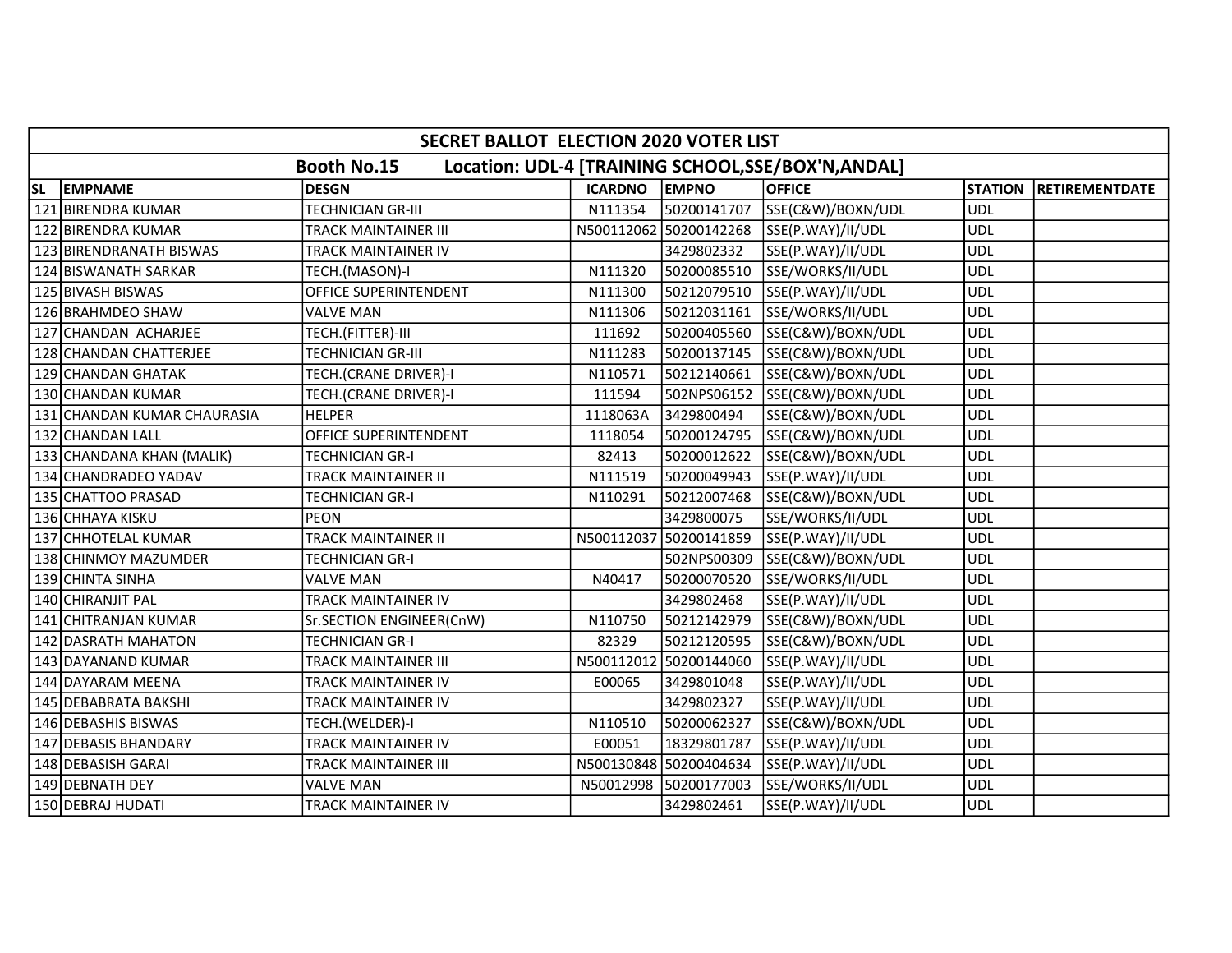| SECRET BALLOT ELECTION 2020 VOTER LIST | | | | | | | |
|---|---|---|---|---|---|---|---|
| Booth No.15 Location: UDL-4 [TRAINING SCHOOL,SSE/BOX'N,ANDAL] | | | | | | | |
| SL | EMPNAME | DESGN | ICARDNO | EMPNO | OFFICE | STATION | RETIREMENTDATE |
| 121 | BIRENDRA KUMAR | TECHNICIAN GR-III | N111354 | 50200141707 | SSE(C&W)/BOXN/UDL | UDL | |
| 122 | BIRENDRA KUMAR | TRACK MAINTAINER III | N500112062 | 50200142268 | SSE(P.WAY)/II/UDL | UDL | |
| 123 | BIRENDRANATH BISWAS | TRACK MAINTAINER IV | | 3429802332 | SSE(P.WAY)/II/UDL | UDL | |
| 124 | BISWANATH SARKAR | TECH.(MASON)-I | N111320 | 50200085510 | SSE/WORKS/II/UDL | UDL | |
| 125 | BIVASH BISWAS | OFFICE SUPERINTENDENT | N111300 | 50212079510 | SSE(P.WAY)/II/UDL | UDL | |
| 126 | BRAHMDEO SHAW | VALVE MAN | N111306 | 50212031161 | SSE/WORKS/II/UDL | UDL | |
| 127 | CHANDAN ACHARJEE | TECH.(FITTER)-III | 111692 | 50200405560 | SSE(C&W)/BOXN/UDL | UDL | |
| 128 | CHANDAN CHATTERJEE | TECHNICIAN GR-III | N111283 | 50200137145 | SSE(C&W)/BOXN/UDL | UDL | |
| 129 | CHANDAN GHATAK | TECH.(CRANE DRIVER)-I | N110571 | 50212140661 | SSE(C&W)/BOXN/UDL | UDL | |
| 130 | CHANDAN KUMAR | TECH.(CRANE DRIVER)-I | 111594 | 502NPS06152 | SSE(C&W)/BOXN/UDL | UDL | |
| 131 | CHANDAN KUMAR CHAURASIA | HELPER | 1118063A | 3429800494 | SSE(C&W)/BOXN/UDL | UDL | |
| 132 | CHANDAN LALL | OFFICE SUPERINTENDENT | 1118054 | 50200124795 | SSE(C&W)/BOXN/UDL | UDL | |
| 133 | CHANDANA KHAN (MALIK) | TECHNICIAN GR-I | 82413 | 50200012622 | SSE(C&W)/BOXN/UDL | UDL | |
| 134 | CHANDRADEO YADAV | TRACK MAINTAINER II | N111519 | 50200049943 | SSE(P.WAY)/II/UDL | UDL | |
| 135 | CHATTOO PRASAD | TECHNICIAN GR-I | N110291 | 50212007468 | SSE(C&W)/BOXN/UDL | UDL | |
| 136 | CHHAYA KISKU | PEON | | 3429800075 | SSE/WORKS/II/UDL | UDL | |
| 137 | CHHOTELAL KUMAR | TRACK MAINTAINER II | N500112037 | 50200141859 | SSE(P.WAY)/II/UDL | UDL | |
| 138 | CHINMOY MAZUMDER | TECHNICIAN GR-I | | 502NPS00309 | SSE(C&W)/BOXN/UDL | UDL | |
| 139 | CHINTA SINHA | VALVE MAN | N40417 | 50200070520 | SSE/WORKS/II/UDL | UDL | |
| 140 | CHIRANJIT PAL | TRACK MAINTAINER IV | | 3429802468 | SSE(P.WAY)/II/UDL | UDL | |
| 141 | CHITRANJAN KUMAR | Sr.SECTION ENGINEER(CnW) | N110750 | 50212142979 | SSE(C&W)/BOXN/UDL | UDL | |
| 142 | DASRATH MAHATON | TECHNICIAN GR-I | 82329 | 50212120595 | SSE(C&W)/BOXN/UDL | UDL | |
| 143 | DAYANAND KUMAR | TRACK MAINTAINER III | N500112012 | 50200144060 | SSE(P.WAY)/II/UDL | UDL | |
| 144 | DAYARAM MEENA | TRACK MAINTAINER IV | E00065 | 3429801048 | SSE(P.WAY)/II/UDL | UDL | |
| 145 | DEBABRATA BAKSHI | TRACK MAINTAINER IV | | 3429802327 | SSE(P.WAY)/II/UDL | UDL | |
| 146 | DEBASHIS BISWAS | TECH.(WELDER)-I | N110510 | 50200062327 | SSE(C&W)/BOXN/UDL | UDL | |
| 147 | DEBASIS BHANDARY | TRACK MAINTAINER IV | E00051 | 18329801787 | SSE(P.WAY)/II/UDL | UDL | |
| 148 | DEBASISH GARAI | TRACK MAINTAINER III | N500130848 | 50200404634 | SSE(P.WAY)/II/UDL | UDL | |
| 149 | DEBNATH DEY | VALVE MAN | N50012998 | 50200177003 | SSE/WORKS/II/UDL | UDL | |
| 150 | DEBRAJ HUDATI | TRACK MAINTAINER IV | | 3429802461 | SSE(P.WAY)/II/UDL | UDL | |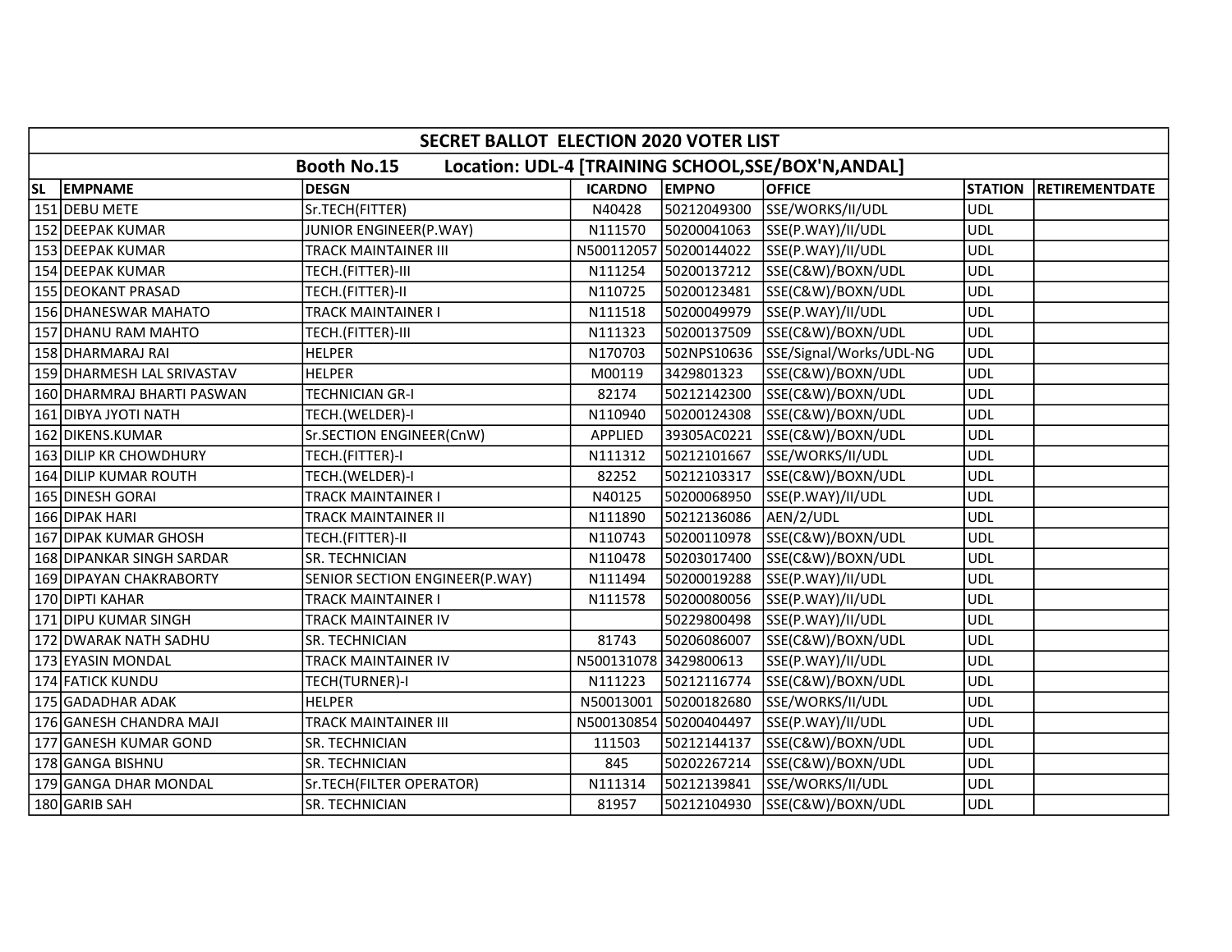| SECRET BALLOT ELECTION 2020 VOTER LIST | | | | | | | |
|---|---|---|---|---|---|---|---|
| **Booth No.15 Location: UDL-4 [TRAINING SCHOOL,SSE/BOX'N,ANDAL]** | | | | | | | |
| **SL** | **EMPNAME** | **DESGN** | **ICARDNO** | **EMPNO** | **OFFICE** | **STATION** | **RETIREMENTDATE** |
| 151 | DEBU METE | Sr.TECH(FITTER) | N40428 | 50212049300 | SSE/WORKS/II/UDL | UDL | |
| 152 | DEEPAK KUMAR | JUNIOR ENGINEER(P.WAY) | N111570 | 50200041063 | SSE(P.WAY)/II/UDL | UDL | |
| 153 | DEEPAK KUMAR | TRACK MAINTAINER III | N500112057 | 50200144022 | SSE(P.WAY)/II/UDL | UDL | |
| 154 | DEEPAK KUMAR | TECH.(FITTER)-III | N111254 | 50200137212 | SSE(C&W)/BOXN/UDL | UDL | |
| 155 | DEOKANT PRASAD | TECH.(FITTER)-II | N110725 | 50200123481 | SSE(C&W)/BOXN/UDL | UDL | |
| 156 | DHANESWAR MAHATO | TRACK MAINTAINER I | N111518 | 50200049979 | SSE(P.WAY)/II/UDL | UDL | |
| 157 | DHANU RAM MAHTO | TECH.(FITTER)-III | N111323 | 50200137509 | SSE(C&W)/BOXN/UDL | UDL | |
| 158 | DHARMARAJ RAI | HELPER | N170703 | 502NPS10636 | SSE/Signal/Works/UDL-NG | UDL | |
| 159 | DHARMESH LAL SRIVASTAV | HELPER | M00119 | 3429801323 | SSE(C&W)/BOXN/UDL | UDL | |
| 160 | DHARMRAJ BHARTI PASWAN | TECHNICIAN GR-I | 82174 | 50212142300 | SSE(C&W)/BOXN/UDL | UDL | |
| 161 | DIBYA JYOTI NATH | TECH.(WELDER)-I | N110940 | 50200124308 | SSE(C&W)/BOXN/UDL | UDL | |
| 162 | DIKENS.KUMAR | Sr.SECTION ENGINEER(CnW) | APPLIED | 39305AC0221 | SSE(C&W)/BOXN/UDL | UDL | |
| 163 | DILIP KR CHOWDHURY | TECH.(FITTER)-I | N111312 | 50212101667 | SSE/WORKS/II/UDL | UDL | |
| 164 | DILIP KUMAR ROUTH | TECH.(WELDER)-I | 82252 | 50212103317 | SSE(C&W)/BOXN/UDL | UDL | |
| 165 | DINESH GORAI | TRACK MAINTAINER I | N40125 | 50200068950 | SSE(P.WAY)/II/UDL | UDL | |
| 166 | DIPAK HARI | TRACK MAINTAINER II | N111890 | 50212136086 | AEN/2/UDL | UDL | |
| 167 | DIPAK KUMAR GHOSH | TECH.(FITTER)-II | N110743 | 50200110978 | SSE(C&W)/BOXN/UDL | UDL | |
| 168 | DIPANKAR SINGH SARDAR | SR. TECHNICIAN | N110478 | 50203017400 | SSE(C&W)/BOXN/UDL | UDL | |
| 169 | DIPAYAN CHAKRABORTY | SENIOR SECTION ENGINEER(P.WAY) | N111494 | 50200019288 | SSE(P.WAY)/II/UDL | UDL | |
| 170 | DIPTI KAHAR | TRACK MAINTAINER I | N111578 | 50200080056 | SSE(P.WAY)/II/UDL | UDL | |
| 171 | DIPU KUMAR SINGH | TRACK MAINTAINER IV | | 50229800498 | SSE(P.WAY)/II/UDL | UDL | |
| 172 | DWARAK NATH SADHU | SR. TECHNICIAN | 81743 | 50206086007 | SSE(C&W)/BOXN/UDL | UDL | |
| 173 | EYASIN MONDAL | TRACK MAINTAINER IV | N500131078 | 3429800613 | SSE(P.WAY)/II/UDL | UDL | |
| 174 | FATICK KUNDU | TECH(TURNER)-I | N111223 | 50212116774 | SSE(C&W)/BOXN/UDL | UDL | |
| 175 | GADADHAR ADAK | HELPER | N50013001 | 50200182680 | SSE/WORKS/II/UDL | UDL | |
| 176 | GANESH CHANDRA MAJI | TRACK MAINTAINER III | N500130854 | 50200404497 | SSE(P.WAY)/II/UDL | UDL | |
| 177 | GANESH KUMAR GOND | SR. TECHNICIAN | 111503 | 50212144137 | SSE(C&W)/BOXN/UDL | UDL | |
| 178 | GANGA BISHNU | SR. TECHNICIAN | 845 | 50202267214 | SSE(C&W)/BOXN/UDL | UDL | |
| 179 | GANGA DHAR MONDAL | Sr.TECH(FILTER OPERATOR) | N111314 | 50212139841 | SSE/WORKS/II/UDL | UDL | |
| 180 | GARIB SAH | SR. TECHNICIAN | 81957 | 50212104930 | SSE(C&W)/BOXN/UDL | UDL | |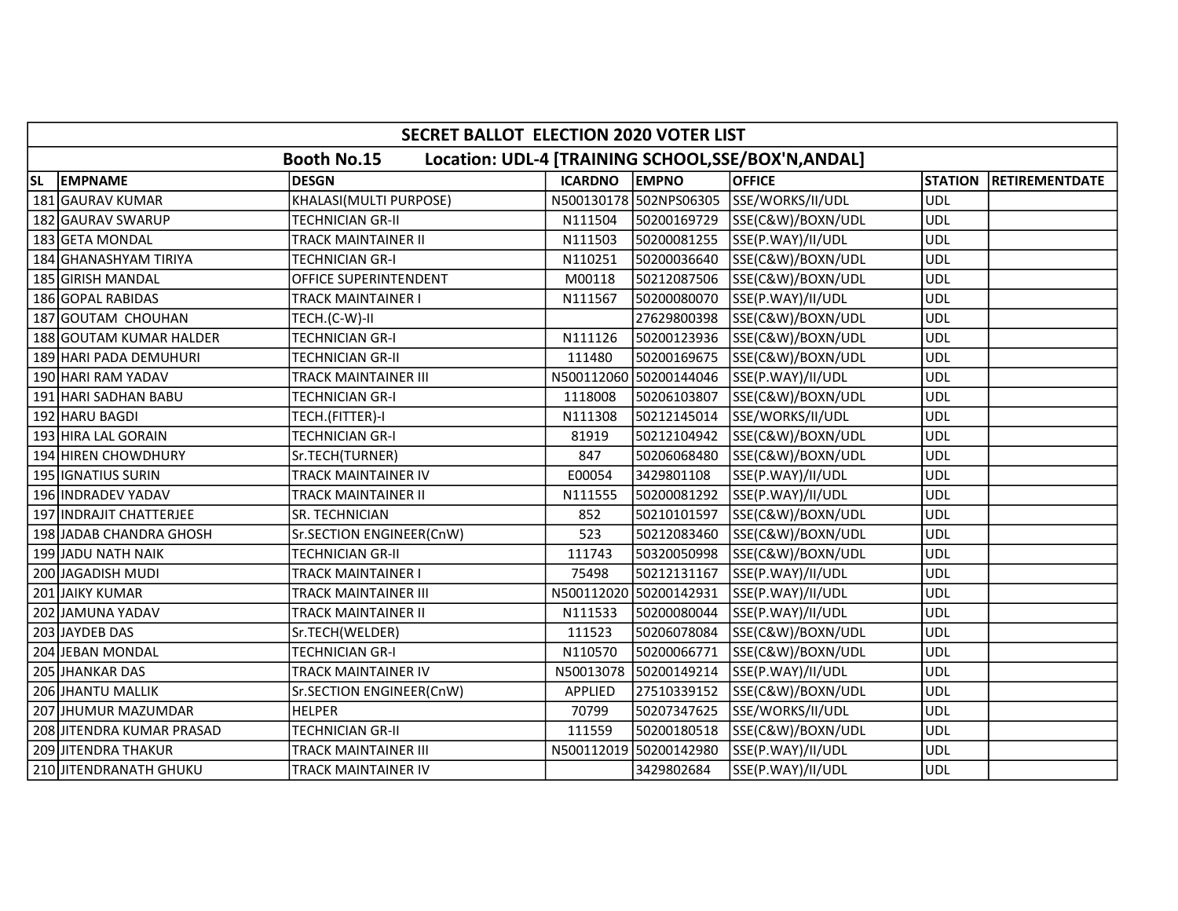| SECRET BALLOT ELECTION 2020 VOTER LIST | | | | | | | |
|---|---|---|---|---|---|---|---|
| Booth No.15 Location: UDL-4 [TRAINING SCHOOL,SSE/BOX'N,ANDAL] | | | | | | | |
| SL | EMPNAME | DESGN | ICARDNO | EMPNO | OFFICE | STATION | RETIREMENTDATE |
| 181 | GAURAV KUMAR | KHALASI(MULTI PURPOSE) | N500130178 | 502NPS06305 | SSE/WORKS/II/UDL | UDL | |
| 182 | GAURAV SWARUP | TECHNICIAN GR-II | N111504 | 50200169729 | SSE(C&W)/BOXN/UDL | UDL | |
| 183 | GETA MONDAL | TRACK MAINTAINER II | N111503 | 50200081255 | SSE(P.WAY)/II/UDL | UDL | |
| 184 | GHANASHYAM TIRIYA | TECHNICIAN GR-I | N110251 | 50200036640 | SSE(C&W)/BOXN/UDL | UDL | |
| 185 | GIRISH MANDAL | OFFICE SUPERINTENDENT | M00118 | 50212087506 | SSE(C&W)/BOXN/UDL | UDL | |
| 186 | GOPAL RABIDAS | TRACK MAINTAINER I | N111567 | 50200080070 | SSE(P.WAY)/II/UDL | UDL | |
| 187 | GOUTAM CHOUHAN | TECH.(C-W)-II | | 27629800398 | SSE(C&W)/BOXN/UDL | UDL | |
| 188 | GOUTAM KUMAR HALDER | TECHNICIAN GR-I | N111126 | 50200123936 | SSE(C&W)/BOXN/UDL | UDL | |
| 189 | HARI PADA DEMUHURI | TECHNICIAN GR-II | 111480 | 50200169675 | SSE(C&W)/BOXN/UDL | UDL | |
| 190 | HARI RAM YADAV | TRACK MAINTAINER III | N500112060 | 50200144046 | SSE(P.WAY)/II/UDL | UDL | |
| 191 | HARI SADHAN BABU | TECHNICIAN GR-I | 1118008 | 50206103807 | SSE(C&W)/BOXN/UDL | UDL | |
| 192 | HARU BAGDI | TECH.(FITTER)-I | N111308 | 50212145014 | SSE/WORKS/II/UDL | UDL | |
| 193 | HIRA LAL GORAIN | TECHNICIAN GR-I | 81919 | 50212104942 | SSE(C&W)/BOXN/UDL | UDL | |
| 194 | HIREN CHOWDHURY | Sr.TECH(TURNER) | 847 | 50206068480 | SSE(C&W)/BOXN/UDL | UDL | |
| 195 | IGNATIUS SURIN | TRACK MAINTAINER IV | E00054 | 3429801108 | SSE(P.WAY)/II/UDL | UDL | |
| 196 | INDRADEV YADAV | TRACK MAINTAINER II | N111555 | 50200081292 | SSE(P.WAY)/II/UDL | UDL | |
| 197 | INDRAJIT CHATTERJEE | SR. TECHNICIAN | 852 | 50210101597 | SSE(C&W)/BOXN/UDL | UDL | |
| 198 | JADAB CHANDRA GHOSH | Sr.SECTION ENGINEER(CnW) | 523 | 50212083460 | SSE(C&W)/BOXN/UDL | UDL | |
| 199 | JADU NATH NAIK | TECHNICIAN GR-II | 111743 | 50320050998 | SSE(C&W)/BOXN/UDL | UDL | |
| 200 | JAGADISH MUDI | TRACK MAINTAINER I | 75498 | 50212131167 | SSE(P.WAY)/II/UDL | UDL | |
| 201 | JAIKY KUMAR | TRACK MAINTAINER III | N500112020 | 50200142931 | SSE(P.WAY)/II/UDL | UDL | |
| 202 | JAMUNA YADAV | TRACK MAINTAINER II | N111533 | 50200080044 | SSE(P.WAY)/II/UDL | UDL | |
| 203 | JAYDEB DAS | Sr.TECH(WELDER) | 111523 | 50206078084 | SSE(C&W)/BOXN/UDL | UDL | |
| 204 | JEBAN MONDAL | TECHNICIAN GR-I | N110570 | 50200066771 | SSE(C&W)/BOXN/UDL | UDL | |
| 205 | JHANKAR DAS | TRACK MAINTAINER IV | N50013078 | 50200149214 | SSE(P.WAY)/II/UDL | UDL | |
| 206 | JHANTU MALLIK | Sr.SECTION ENGINEER(CnW) | APPLIED | 27510339152 | SSE(C&W)/BOXN/UDL | UDL | |
| 207 | JHUMUR MAZUMDAR | HELPER | 70799 | 50207347625 | SSE/WORKS/II/UDL | UDL | |
| 208 | JITENDRA KUMAR PRASAD | TECHNICIAN GR-II | 111559 | 50200180518 | SSE(C&W)/BOXN/UDL | UDL | |
| 209 | JITENDRA THAKUR | TRACK MAINTAINER III | N500112019 | 50200142980 | SSE(P.WAY)/II/UDL | UDL | |
| 210 | JITENDRANATH GHUKU | TRACK MAINTAINER IV | | 3429802684 | SSE(P.WAY)/II/UDL | UDL | |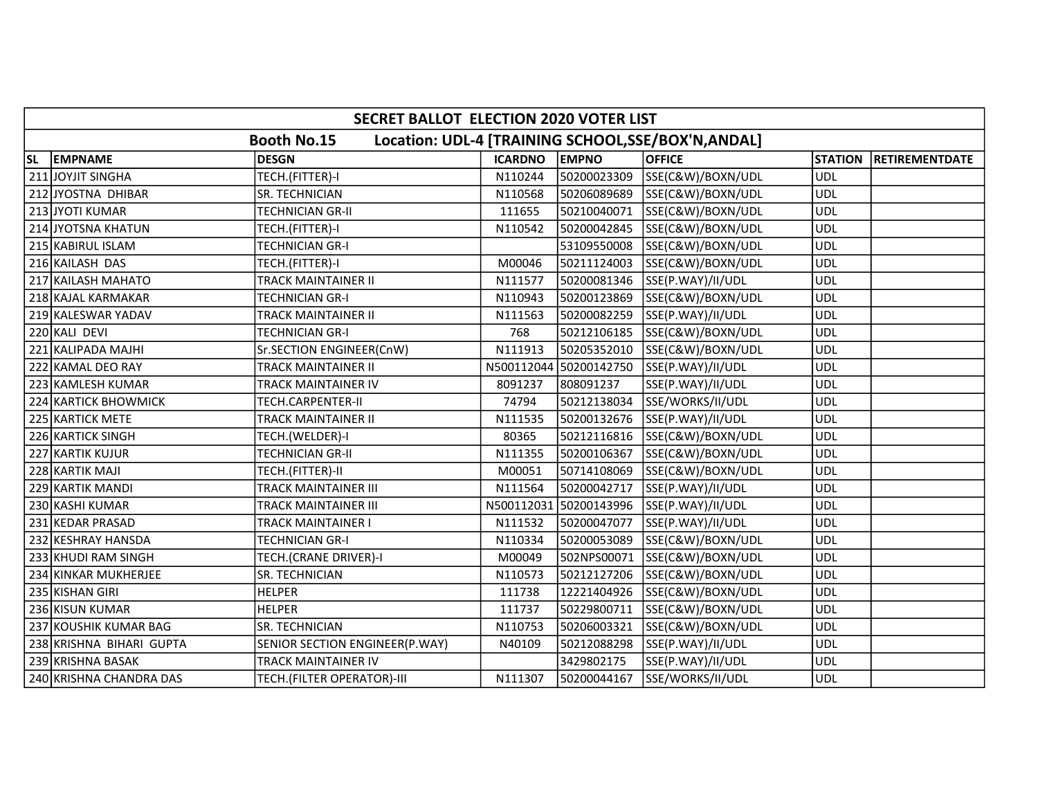| SECRET BALLOT ELECTION 2020 VOTER LIST | | | | | | | |
|---|---|---|---|---|---|---|---|
| Booth No.15 Location: UDL-4 [TRAINING SCHOOL,SSE/BOX'N,ANDAL] | | | | | | | |
| SL | EMPNAME | DESGN | ICARDNO | EMPNO | OFFICE | STATION | RETIREMENTDATE |
| 211 | JOYJIT SINGHA | TECH.(FITTER)-I | N110244 | 50200023309 | SSE(C&W)/BOXN/UDL | UDL | |
| 212 | JYOSTNA DHIBAR | SR. TECHNICIAN | N110568 | 50206089689 | SSE(C&W)/BOXN/UDL | UDL | |
| 213 | JYOTI KUMAR | TECHNICIAN GR-II | 111655 | 50210040071 | SSE(C&W)/BOXN/UDL | UDL | |
| 214 | JYOTSNA KHATUN | TECH.(FITTER)-I | N110542 | 50200042845 | SSE(C&W)/BOXN/UDL | UDL | |
| 215 | KABIRUL ISLAM | TECHNICIAN GR-I | | 53109550008 | SSE(C&W)/BOXN/UDL | UDL | |
| 216 | KAILASH DAS | TECH.(FITTER)-I | M00046 | 50211124003 | SSE(C&W)/BOXN/UDL | UDL | |
| 217 | KAILASH MAHATO | TRACK MAINTAINER II | N111577 | 50200081346 | SSE(P.WAY)/II/UDL | UDL | |
| 218 | KAJAL KARMAKAR | TECHNICIAN GR-I | N110943 | 50200123869 | SSE(C&W)/BOXN/UDL | UDL | |
| 219 | KALESWAR YADAV | TRACK MAINTAINER II | N111563 | 50200082259 | SSE(P.WAY)/II/UDL | UDL | |
| 220 | KALI DEVI | TECHNICIAN GR-I | 768 | 50212106185 | SSE(C&W)/BOXN/UDL | UDL | |
| 221 | KALIPADA MAJHI | Sr.SECTION ENGINEER(CnW) | N111913 | 50205352010 | SSE(C&W)/BOXN/UDL | UDL | |
| 222 | KAMAL DEO RAY | TRACK MAINTAINER II | N500112044 | 50200142750 | SSE(P.WAY)/II/UDL | UDL | |
| 223 | KAMLESH KUMAR | TRACK MAINTAINER IV | 8091237 | 808091237 | SSE(P.WAY)/II/UDL | UDL | |
| 224 | KARTICK BHOWMICK | TECH.CARPENTER-II | 74794 | 50212138034 | SSE/WORKS/II/UDL | UDL | |
| 225 | KARTICK METE | TRACK MAINTAINER II | N111535 | 50200132676 | SSE(P.WAY)/II/UDL | UDL | |
| 226 | KARTICK SINGH | TECH.(WELDER)-I | 80365 | 50212116816 | SSE(C&W)/BOXN/UDL | UDL | |
| 227 | KARTIK KUJUR | TECHNICIAN GR-II | N111355 | 50200106367 | SSE(C&W)/BOXN/UDL | UDL | |
| 228 | KARTIK MAJI | TECH.(FITTER)-II | M00051 | 50714108069 | SSE(C&W)/BOXN/UDL | UDL | |
| 229 | KARTIK MANDI | TRACK MAINTAINER III | N111564 | 50200042717 | SSE(P.WAY)/II/UDL | UDL | |
| 230 | KASHI KUMAR | TRACK MAINTAINER III | N500112031 | 50200143996 | SSE(P.WAY)/II/UDL | UDL | |
| 231 | KEDAR PRASAD | TRACK MAINTAINER I | N111532 | 50200047077 | SSE(P.WAY)/II/UDL | UDL | |
| 232 | KESHRAY HANSDA | TECHNICIAN GR-I | N110334 | 50200053089 | SSE(C&W)/BOXN/UDL | UDL | |
| 233 | KHUDI RAM SINGH | TECH.(CRANE DRIVER)-I | M00049 | 502NPS00071 | SSE(C&W)/BOXN/UDL | UDL | |
| 234 | KINKAR MUKHERJEE | SR. TECHNICIAN | N110573 | 50212127206 | SSE(C&W)/BOXN/UDL | UDL | |
| 235 | KISHAN GIRI | HELPER | 111738 | 12221404926 | SSE(C&W)/BOXN/UDL | UDL | |
| 236 | KISUN KUMAR | HELPER | 111737 | 50229800711 | SSE(C&W)/BOXN/UDL | UDL | |
| 237 | KOUSHIK KUMAR BAG | SR. TECHNICIAN | N110753 | 50206003321 | SSE(C&W)/BOXN/UDL | UDL | |
| 238 | KRISHNA BIHARI GUPTA | SENIOR SECTION ENGINEER(P.WAY) | N40109 | 50212088298 | SSE(P.WAY)/II/UDL | UDL | |
| 239 | KRISHNA BASAK | TRACK MAINTAINER IV | | 3429802175 | SSE(P.WAY)/II/UDL | UDL | |
| 240 | KRISHNA CHANDRA DAS | TECH.(FILTER OPERATOR)-III | N111307 | 50200044167 | SSE/WORKS/II/UDL | UDL | |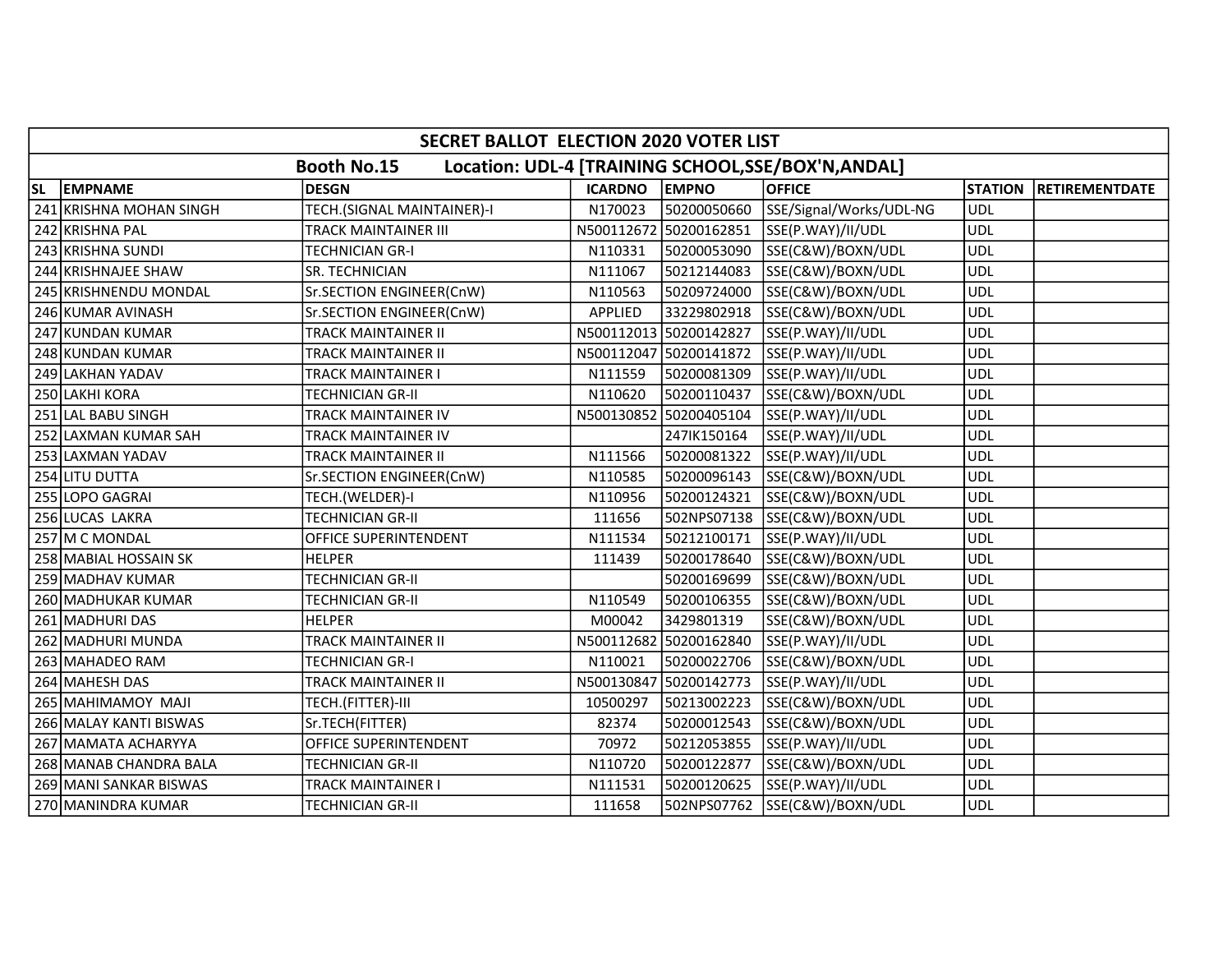| SECRET BALLOT ELECTION 2020 VOTER LIST | | | | | | | |
|---|---|---|---|---|---|---|---|
| Booth No.15 Location: UDL-4 [TRAINING SCHOOL,SSE/BOX'N,ANDAL] | | | | | | | |
| SL | EMPNAME | DESGN | ICARDNO | EMPNO | OFFICE | STATION | RETIREMENTDATE |
| 241 | KRISHNA MOHAN SINGH | TECH.(SIGNAL MAINTAINER)-I | N170023 | 50200050660 | SSE/Signal/Works/UDL-NG | UDL | |
| 242 | KRISHNA PAL | TRACK MAINTAINER III | N500112672 | 50200162851 | SSE(P.WAY)/II/UDL | UDL | |
| 243 | KRISHNA SUNDI | TECHNICIAN GR-I | N110331 | 50200053090 | SSE(C&W)/BOXN/UDL | UDL | |
| 244 | KRISHNAJEE SHAW | SR. TECHNICIAN | N111067 | 50212144083 | SSE(C&W)/BOXN/UDL | UDL | |
| 245 | KRISHNENDU MONDAL | Sr.SECTION ENGINEER(CnW) | N110563 | 50209724000 | SSE(C&W)/BOXN/UDL | UDL | |
| 246 | KUMAR AVINASH | Sr.SECTION ENGINEER(CnW) | APPLIED | 33229802918 | SSE(C&W)/BOXN/UDL | UDL | |
| 247 | KUNDAN KUMAR | TRACK MAINTAINER II | N500112013 | 50200142827 | SSE(P.WAY)/II/UDL | UDL | |
| 248 | KUNDAN KUMAR | TRACK MAINTAINER II | N500112047 | 50200141872 | SSE(P.WAY)/II/UDL | UDL | |
| 249 | LAKHAN YADAV | TRACK MAINTAINER I | N111559 | 50200081309 | SSE(P.WAY)/II/UDL | UDL | |
| 250 | LAKHI KORA | TECHNICIAN GR-II | N110620 | 50200110437 | SSE(C&W)/BOXN/UDL | UDL | |
| 251 | LAL BABU SINGH | TRACK MAINTAINER IV | N500130852 | 50200405104 | SSE(P.WAY)/II/UDL | UDL | |
| 252 | LAXMAN KUMAR SAH | TRACK MAINTAINER IV | | 247IK150164 | SSE(P.WAY)/II/UDL | UDL | |
| 253 | LAXMAN YADAV | TRACK MAINTAINER II | N111566 | 50200081322 | SSE(P.WAY)/II/UDL | UDL | |
| 254 | LITU DUTTA | Sr.SECTION ENGINEER(CnW) | N110585 | 50200096143 | SSE(C&W)/BOXN/UDL | UDL | |
| 255 | LOPO GAGRAI | TECH.(WELDER)-I | N110956 | 50200124321 | SSE(C&W)/BOXN/UDL | UDL | |
| 256 | LUCAS LAKRA | TECHNICIAN GR-II | 111656 | 502NPS07138 | SSE(C&W)/BOXN/UDL | UDL | |
| 257 | M C MONDAL | OFFICE SUPERINTENDENT | N111534 | 50212100171 | SSE(P.WAY)/II/UDL | UDL | |
| 258 | MABIAL HOSSAIN SK | HELPER | 111439 | 50200178640 | SSE(C&W)/BOXN/UDL | UDL | |
| 259 | MADHAV KUMAR | TECHNICIAN GR-II | | 50200169699 | SSE(C&W)/BOXN/UDL | UDL | |
| 260 | MADHUKAR KUMAR | TECHNICIAN GR-II | N110549 | 50200106355 | SSE(C&W)/BOXN/UDL | UDL | |
| 261 | MADHURI DAS | HELPER | M00042 | 3429801319 | SSE(C&W)/BOXN/UDL | UDL | |
| 262 | MADHURI MUNDA | TRACK MAINTAINER II | N500112682 | 50200162840 | SSE(P.WAY)/II/UDL | UDL | |
| 263 | MAHADEO RAM | TECHNICIAN GR-I | N110021 | 50200022706 | SSE(C&W)/BOXN/UDL | UDL | |
| 264 | MAHESH DAS | TRACK MAINTAINER II | N500130847 | 50200142773 | SSE(P.WAY)/II/UDL | UDL | |
| 265 | MAHIMAMOY MAJI | TECH.(FITTER)-III | 10500297 | 50213002223 | SSE(C&W)/BOXN/UDL | UDL | |
| 266 | MALAY KANTI BISWAS | Sr.TECH(FITTER) | 82374 | 50200012543 | SSE(C&W)/BOXN/UDL | UDL | |
| 267 | MAMATA ACHARYYA | OFFICE SUPERINTENDENT | 70972 | 50212053855 | SSE(P.WAY)/II/UDL | UDL | |
| 268 | MANAB CHANDRA BALA | TECHNICIAN GR-II | N110720 | 50200122877 | SSE(C&W)/BOXN/UDL | UDL | |
| 269 | MANI SANKAR BISWAS | TRACK MAINTAINER I | N111531 | 50200120625 | SSE(P.WAY)/II/UDL | UDL | |
| 270 | MANINDRA KUMAR | TECHNICIAN GR-II | 111658 | 502NPS07762 | SSE(C&W)/BOXN/UDL | UDL | |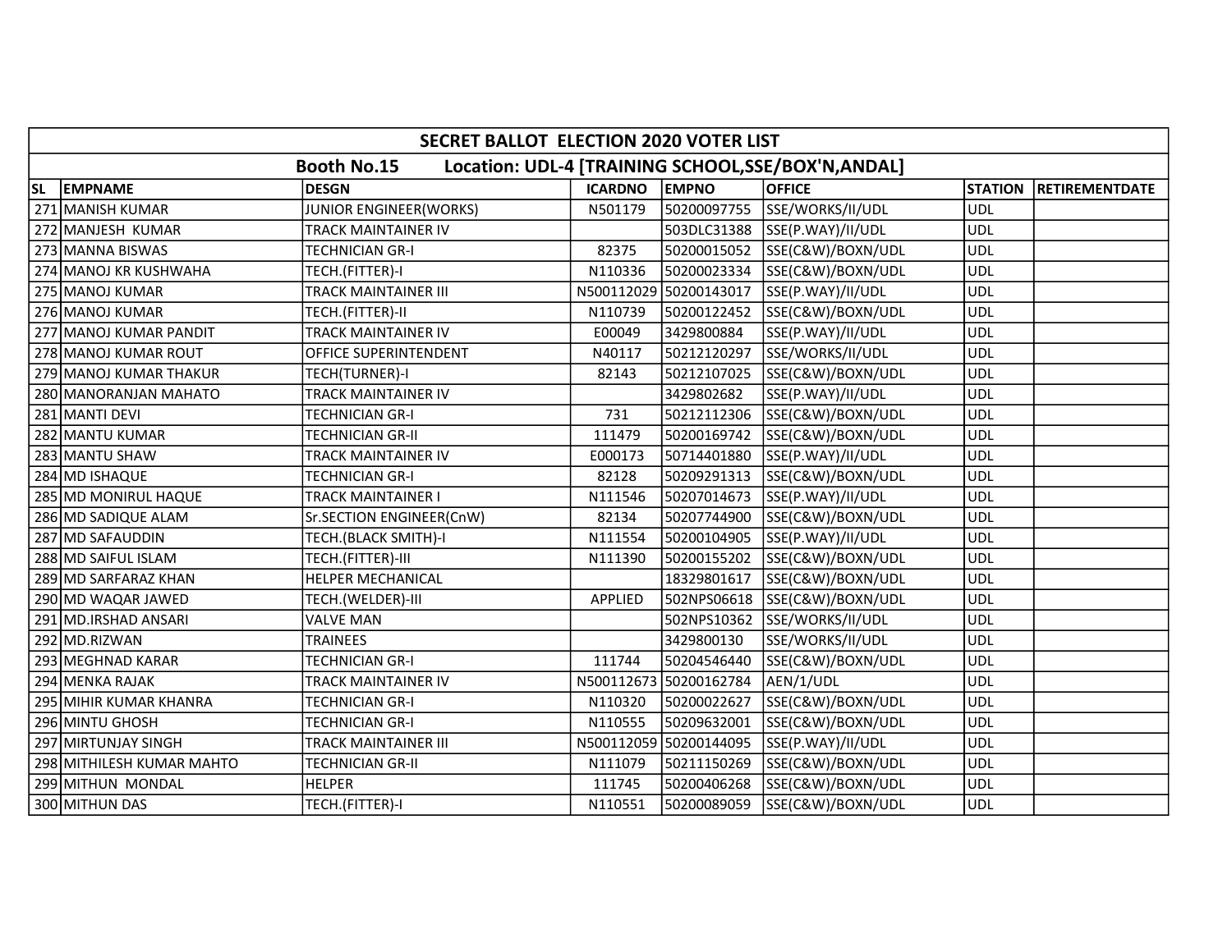| SECRET BALLOT ELECTION 2020 VOTER LIST | | | | | | | |
|---|---|---|---|---|---|---|---|
| Booth No.15 Location: UDL-4 [TRAINING SCHOOL,SSE/BOX'N,ANDAL] | | | | | | | |
| SL | EMPNAME | DESGN | ICARDNO | EMPNO | OFFICE | STATION | RETIREMENTDATE |
| 271 | MANISH KUMAR | JUNIOR ENGINEER(WORKS) | N501179 | 50200097755 | SSE/WORKS/II/UDL | UDL | |
| 272 | MANJESH KUMAR | TRACK MAINTAINER IV | | 503DLC31388 | SSE(P.WAY)/II/UDL | UDL | |
| 273 | MANNA BISWAS | TECHNICIAN GR-I | 82375 | 50200015052 | SSE(C&W)/BOXN/UDL | UDL | |
| 274 | MANOJ KR KUSHWAHA | TECH.(FITTER)-I | N110336 | 50200023334 | SSE(C&W)/BOXN/UDL | UDL | |
| 275 | MANOJ KUMAR | TRACK MAINTAINER III | N500112029 | 50200143017 | SSE(P.WAY)/II/UDL | UDL | |
| 276 | MANOJ KUMAR | TECH.(FITTER)-II | N110739 | 50200122452 | SSE(C&W)/BOXN/UDL | UDL | |
| 277 | MANOJ KUMAR PANDIT | TRACK MAINTAINER IV | E00049 | 3429800884 | SSE(P.WAY)/II/UDL | UDL | |
| 278 | MANOJ KUMAR ROUT | OFFICE SUPERINTENDENT | N40117 | 50212120297 | SSE/WORKS/II/UDL | UDL | |
| 279 | MANOJ KUMAR THAKUR | TECH(TURNER)-I | 82143 | 50212107025 | SSE(C&W)/BOXN/UDL | UDL | |
| 280 | MANORANJAN MAHATO | TRACK MAINTAINER IV | | 3429802682 | SSE(P.WAY)/II/UDL | UDL | |
| 281 | MANTI DEVI | TECHNICIAN GR-I | 731 | 50212112306 | SSE(C&W)/BOXN/UDL | UDL | |
| 282 | MANTU KUMAR | TECHNICIAN GR-II | 111479 | 50200169742 | SSE(C&W)/BOXN/UDL | UDL | |
| 283 | MANTU SHAW | TRACK MAINTAINER IV | E000173 | 50714401880 | SSE(P.WAY)/II/UDL | UDL | |
| 284 | MD ISHAQUE | TECHNICIAN GR-I | 82128 | 50209291313 | SSE(C&W)/BOXN/UDL | UDL | |
| 285 | MD MONIRUL HAQUE | TRACK MAINTAINER I | N111546 | 50207014673 | SSE(P.WAY)/II/UDL | UDL | |
| 286 | MD SADIQUE ALAM | Sr.SECTION ENGINEER(CnW) | 82134 | 50207744900 | SSE(C&W)/BOXN/UDL | UDL | |
| 287 | MD SAFAUDDIN | TECH.(BLACK SMITH)-I | N111554 | 50200104905 | SSE(P.WAY)/II/UDL | UDL | |
| 288 | MD SAIFUL ISLAM | TECH.(FITTER)-III | N111390 | 50200155202 | SSE(C&W)/BOXN/UDL | UDL | |
| 289 | MD SARFARAZ KHAN | HELPER MECHANICAL | | 18329801617 | SSE(C&W)/BOXN/UDL | UDL | |
| 290 | MD WAQAR JAWED | TECH.(WELDER)-III | APPLIED | 502NPS06618 | SSE(C&W)/BOXN/UDL | UDL | |
| 291 | MD.IRSHAD ANSARI | VALVE MAN | | 502NPS10362 | SSE/WORKS/II/UDL | UDL | |
| 292 | MD.RIZWAN | TRAINEES | | 3429800130 | SSE/WORKS/II/UDL | UDL | |
| 293 | MEGHNAD KARAR | TECHNICIAN GR-I | 111744 | 50204546440 | SSE(C&W)/BOXN/UDL | UDL | |
| 294 | MENKA RAJAK | TRACK MAINTAINER IV | N500112673 | 50200162784 | AEN/1/UDL | UDL | |
| 295 | MIHIR KUMAR KHANRA | TECHNICIAN GR-I | N110320 | 50200022627 | SSE(C&W)/BOXN/UDL | UDL | |
| 296 | MINTU GHOSH | TECHNICIAN GR-I | N110555 | 50209632001 | SSE(C&W)/BOXN/UDL | UDL | |
| 297 | MIRTUNJAY SINGH | TRACK MAINTAINER III | N500112059 | 50200144095 | SSE(P.WAY)/II/UDL | UDL | |
| 298 | MITHILESH KUMAR MAHTO | TECHNICIAN GR-II | N111079 | 50211150269 | SSE(C&W)/BOXN/UDL | UDL | |
| 299 | MITHUN MONDAL | HELPER | 111745 | 50200406268 | SSE(C&W)/BOXN/UDL | UDL | |
| 300 | MITHUN DAS | TECH.(FITTER)-I | N110551 | 50200089059 | SSE(C&W)/BOXN/UDL | UDL | |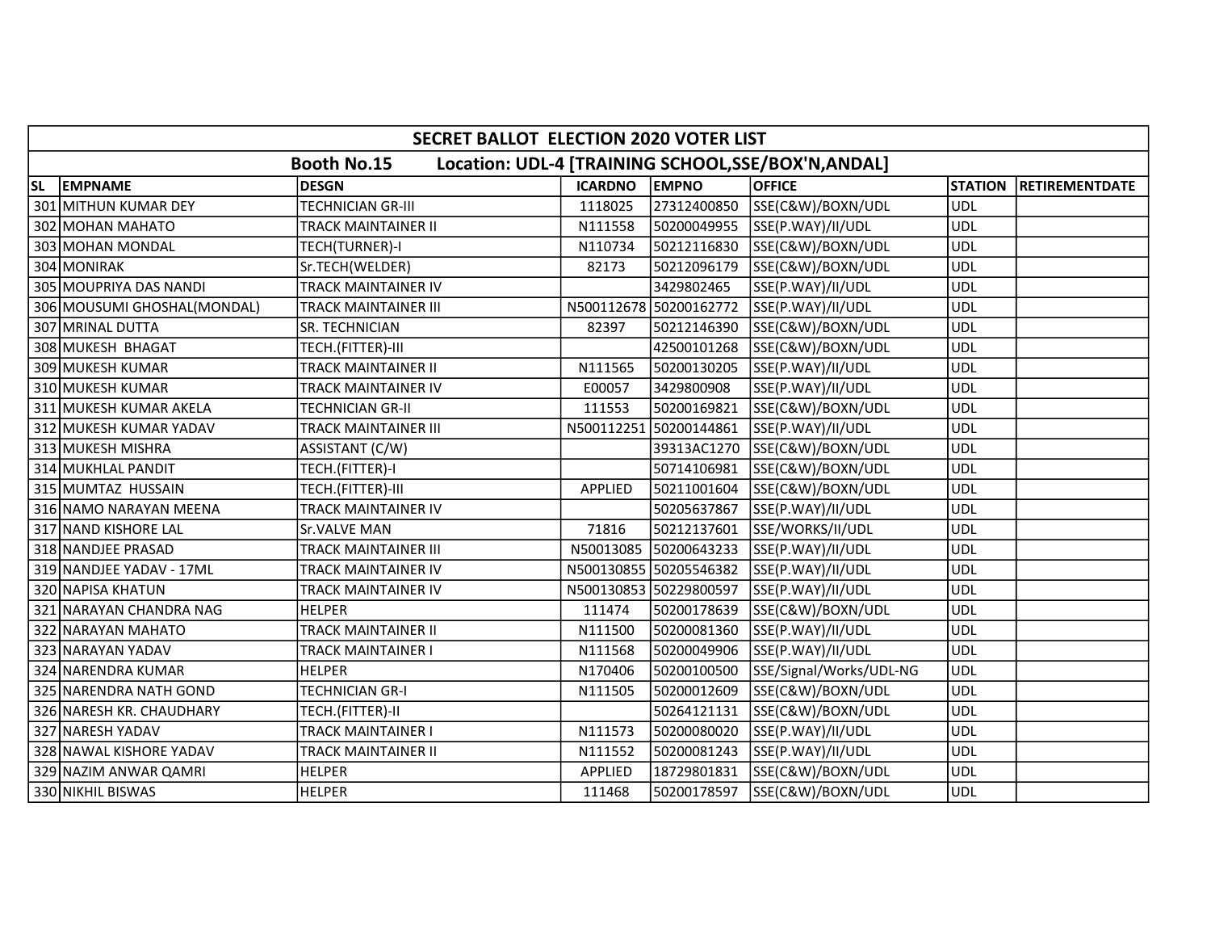| SECRET BALLOT ELECTION 2020 VOTER LIST | | | | | | | |
|---|---|---|---|---|---|---|---|
| Booth No.15 Location: UDL-4 [TRAINING SCHOOL,SSE/BOX'N,ANDAL] | | | | | | | |
| SL | EMPNAME | DESGN | ICARDNO | EMPNO | OFFICE | STATION | RETIREMENTDATE |
| 301 | MITHUN KUMAR DEY | TECHNICIAN GR-III | 1118025 | 27312400850 | SSE(C&W)/BOXN/UDL | UDL | |
| 302 | MOHAN MAHATO | TRACK MAINTAINER II | N111558 | 50200049955 | SSE(P.WAY)/II/UDL | UDL | |
| 303 | MOHAN MONDAL | TECH(TURNER)-I | N110734 | 50212116830 | SSE(C&W)/BOXN/UDL | UDL | |
| 304 | MONIRAK | Sr.TECH(WELDER) | 82173 | 50212096179 | SSE(C&W)/BOXN/UDL | UDL | |
| 305 | MOUPRIYA DAS NANDI | TRACK MAINTAINER IV | | 3429802465 | SSE(P.WAY)/II/UDL | UDL | |
| 306 | MOUSUMI GHOSHAL(MONDAL) | TRACK MAINTAINER III | N500112678 | 50200162772 | SSE(P.WAY)/II/UDL | UDL | |
| 307 | MRINAL DUTTA | SR. TECHNICIAN | 82397 | 50212146390 | SSE(C&W)/BOXN/UDL | UDL | |
| 308 | MUKESH BHAGAT | TECH.(FITTER)-III | | 42500101268 | SSE(C&W)/BOXN/UDL | UDL | |
| 309 | MUKESH KUMAR | TRACK MAINTAINER II | N111565 | 50200130205 | SSE(P.WAY)/II/UDL | UDL | |
| 310 | MUKESH KUMAR | TRACK MAINTAINER IV | E00057 | 3429800908 | SSE(P.WAY)/II/UDL | UDL | |
| 311 | MUKESH KUMAR AKELA | TECHNICIAN GR-II | 111553 | 50200169821 | SSE(C&W)/BOXN/UDL | UDL | |
| 312 | MUKESH KUMAR YADAV | TRACK MAINTAINER III | N500112251 | 50200144861 | SSE(P.WAY)/II/UDL | UDL | |
| 313 | MUKESH MISHRA | ASSISTANT (C/W) | | 39313AC1270 | SSE(C&W)/BOXN/UDL | UDL | |
| 314 | MUKHLAL PANDIT | TECH.(FITTER)-I | | 50714106981 | SSE(C&W)/BOXN/UDL | UDL | |
| 315 | MUMTAZ HUSSAIN | TECH.(FITTER)-III | APPLIED | 50211001604 | SSE(C&W)/BOXN/UDL | UDL | |
| 316 | NAMO NARAYAN MEENA | TRACK MAINTAINER IV | | 50205637867 | SSE(P.WAY)/II/UDL | UDL | |
| 317 | NAND KISHORE LAL | Sr.VALVE MAN | 71816 | 50212137601 | SSE/WORKS/II/UDL | UDL | |
| 318 | NANDJEE PRASAD | TRACK MAINTAINER III | N50013085 | 50200643233 | SSE(P.WAY)/II/UDL | UDL | |
| 319 | NANDJEE YADAV - 17ML | TRACK MAINTAINER IV | N500130855 | 50205546382 | SSE(P.WAY)/II/UDL | UDL | |
| 320 | NAPISA KHATUN | TRACK MAINTAINER IV | N500130853 | 50229800597 | SSE(P.WAY)/II/UDL | UDL | |
| 321 | NARAYAN CHANDRA NAG | HELPER | 111474 | 50200178639 | SSE(C&W)/BOXN/UDL | UDL | |
| 322 | NARAYAN MAHATO | TRACK MAINTAINER II | N111500 | 50200081360 | SSE(P.WAY)/II/UDL | UDL | |
| 323 | NARAYAN YADAV | TRACK MAINTAINER I | N111568 | 50200049906 | SSE(P.WAY)/II/UDL | UDL | |
| 324 | NARENDRA KUMAR | HELPER | N170406 | 50200100500 | SSE/Signal/Works/UDL-NG | UDL | |
| 325 | NARENDRA NATH GOND | TECHNICIAN GR-I | N111505 | 50200012609 | SSE(C&W)/BOXN/UDL | UDL | |
| 326 | NARESH KR. CHAUDHARY | TECH.(FITTER)-II | | 50264121131 | SSE(C&W)/BOXN/UDL | UDL | |
| 327 | NARESH YADAV | TRACK MAINTAINER I | N111573 | 50200080020 | SSE(P.WAY)/II/UDL | UDL | |
| 328 | NAWAL KISHORE YADAV | TRACK MAINTAINER II | N111552 | 50200081243 | SSE(P.WAY)/II/UDL | UDL | |
| 329 | NAZIM ANWAR QAMRI | HELPER | APPLIED | 18729801831 | SSE(C&W)/BOXN/UDL | UDL | |
| 330 | NIKHIL BISWAS | HELPER | 111468 | 50200178597 | SSE(C&W)/BOXN/UDL | UDL | |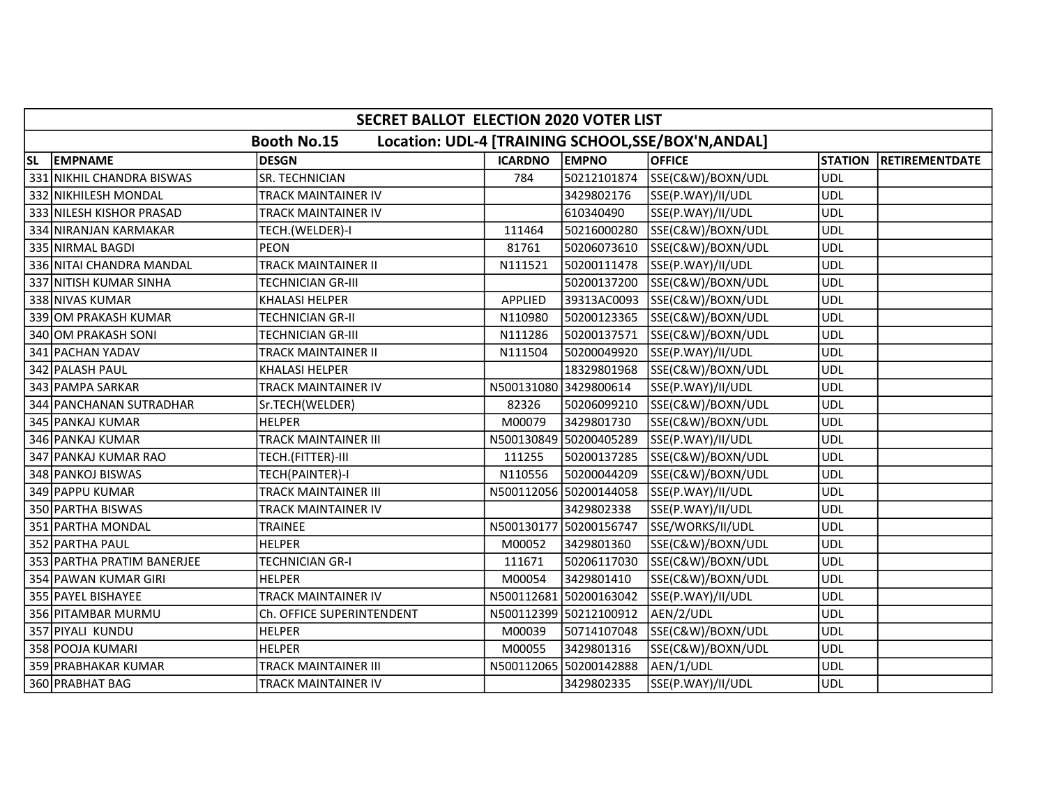| SECRET BALLOT ELECTION 2020 VOTER LIST | | | | | | | |
|---|---|---|---|---|---|---|---|
| Booth No.15 Location: UDL-4 [TRAINING SCHOOL,SSE/BOX'N,ANDAL] | | | | | | | |
| **SL** | **EMPNAME** | **DESGN** | **ICARDNO** | **EMPNO** | **OFFICE** | **STATION** | **RETIREMENTDATE** |
| 331 | NIKHIL CHANDRA BISWAS | SR. TECHNICIAN | 784 | 50212101874 | SSE(C&W)/BOXN/UDL | UDL | |
| 332 | NIKHILESH MONDAL | TRACK MAINTAINER IV | | 3429802176 | SSE(P.WAY)/II/UDL | UDL | |
| 333 | NILESH KISHOR PRASAD | TRACK MAINTAINER IV | | 610340490 | SSE(P.WAY)/II/UDL | UDL | |
| 334 | NIRANJAN KARMAKAR | TECH.(WELDER)-I | 111464 | 50216000280 | SSE(C&W)/BOXN/UDL | UDL | |
| 335 | NIRMAL BAGDI | PEON | 81761 | 50206073610 | SSE(C&W)/BOXN/UDL | UDL | |
| 336 | NITAI CHANDRA MANDAL | TRACK MAINTAINER II | N111521 | 50200111478 | SSE(P.WAY)/II/UDL | UDL | |
| 337 | NITISH KUMAR SINHA | TECHNICIAN GR-III | | 50200137200 | SSE(C&W)/BOXN/UDL | UDL | |
| 338 | NIVAS KUMAR | KHALASI HELPER | APPLIED | 39313AC0093 | SSE(C&W)/BOXN/UDL | UDL | |
| 339 | OM PRAKASH KUMAR | TECHNICIAN GR-II | N110980 | 50200123365 | SSE(C&W)/BOXN/UDL | UDL | |
| 340 | OM PRAKASH SONI | TECHNICIAN GR-III | N111286 | 50200137571 | SSE(C&W)/BOXN/UDL | UDL | |
| 341 | PACHAN YADAV | TRACK MAINTAINER II | N111504 | 50200049920 | SSE(P.WAY)/II/UDL | UDL | |
| 342 | PALASH PAUL | KHALASI HELPER | | 18329801968 | SSE(C&W)/BOXN/UDL | UDL | |
| 343 | PAMPA SARKAR | TRACK MAINTAINER IV | N500131080 | 3429800614 | SSE(P.WAY)/II/UDL | UDL | |
| 344 | PANCHANAN SUTRADHAR | Sr.TECH(WELDER) | 82326 | 50206099210 | SSE(C&W)/BOXN/UDL | UDL | |
| 345 | PANKAJ KUMAR | HELPER | M00079 | 3429801730 | SSE(C&W)/BOXN/UDL | UDL | |
| 346 | PANKAJ KUMAR | TRACK MAINTAINER III | N500130849 | 50200405289 | SSE(P.WAY)/II/UDL | UDL | |
| 347 | PANKAJ KUMAR RAO | TECH.(FITTER)-III | 111255 | 50200137285 | SSE(C&W)/BOXN/UDL | UDL | |
| 348 | PANKOJ BISWAS | TECH(PAINTER)-I | N110556 | 50200044209 | SSE(C&W)/BOXN/UDL | UDL | |
| 349 | PAPPU KUMAR | TRACK MAINTAINER III | N500112056 | 50200144058 | SSE(P.WAY)/II/UDL | UDL | |
| 350 | PARTHA BISWAS | TRACK MAINTAINER IV | | 3429802338 | SSE(P.WAY)/II/UDL | UDL | |
| 351 | PARTHA MONDAL | TRAINEE | N500130177 | 50200156747 | SSE/WORKS/II/UDL | UDL | |
| 352 | PARTHA PAUL | HELPER | M00052 | 3429801360 | SSE(C&W)/BOXN/UDL | UDL | |
| 353 | PARTHA PRATIM BANERJEE | TECHNICIAN GR-I | 111671 | 50206117030 | SSE(C&W)/BOXN/UDL | UDL | |
| 354 | PAWAN KUMAR GIRI | HELPER | M00054 | 3429801410 | SSE(C&W)/BOXN/UDL | UDL | |
| 355 | PAYEL BISHAYEE | TRACK MAINTAINER IV | N500112681 | 50200163042 | SSE(P.WAY)/II/UDL | UDL | |
| 356 | PITAMBAR MURMU | Ch. OFFICE SUPERINTENDENT | N500112399 | 50212100912 | AEN/2/UDL | UDL | |
| 357 | PIYALI KUNDU | HELPER | M00039 | 50714107048 | SSE(C&W)/BOXN/UDL | UDL | |
| 358 | POOJA KUMARI | HELPER | M00055 | 3429801316 | SSE(C&W)/BOXN/UDL | UDL | |
| 359 | PRABHAKAR KUMAR | TRACK MAINTAINER III | N500112065 | 50200142888 | AEN/1/UDL | UDL | |
| 360 | PRABHAT BAG | TRACK MAINTAINER IV | | 3429802335 | SSE(P.WAY)/II/UDL | UDL | |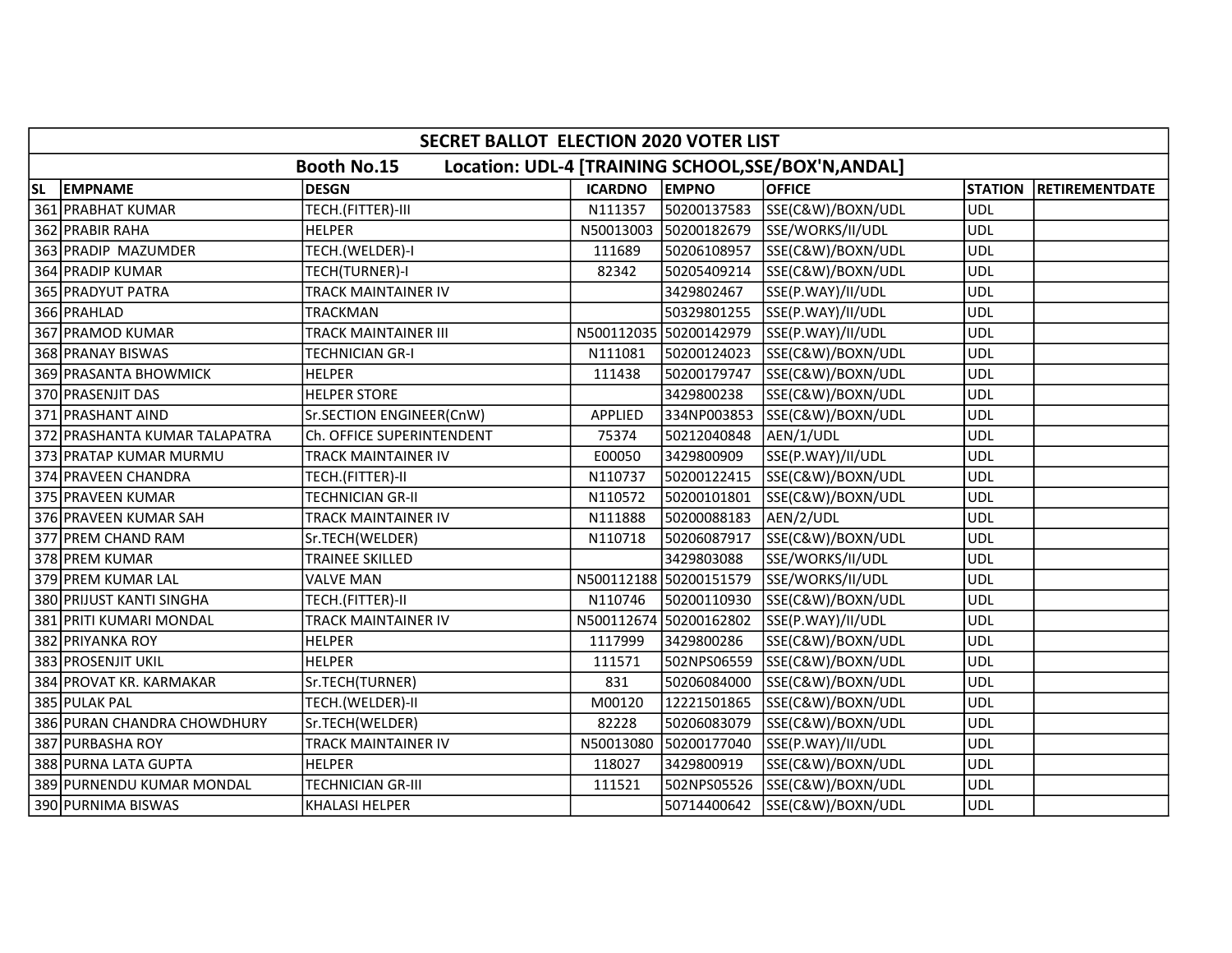| SECRET BALLOT ELECTION 2020 VOTER LIST | | | | | | | |
|---|---|---|---|---|---|---|---|
| Booth No.15 Location: UDL-4 [TRAINING SCHOOL,SSE/BOX'N,ANDAL] | | | | | | | |
| SL | EMPNAME | DESGN | ICARDNO | EMPNO | OFFICE | STATION | RETIREMENTDATE |
| 361 | PRABHAT KUMAR | TECH.(FITTER)-III | N111357 | 50200137583 | SSE(C&W)/BOXN/UDL | UDL | |
| 362 | PRABIR RAHA | HELPER | N50013003 | 50200182679 | SSE/WORKS/II/UDL | UDL | |
| 363 | PRADIP MAZUMDER | TECH.(WELDER)-I | 111689 | 50206108957 | SSE(C&W)/BOXN/UDL | UDL | |
| 364 | PRADIP KUMAR | TECH(TURNER)-I | 82342 | 50205409214 | SSE(C&W)/BOXN/UDL | UDL | |
| 365 | PRADYUT PATRA | TRACK MAINTAINER IV | | 3429802467 | SSE(P.WAY)/II/UDL | UDL | |
| 366 | PRAHLAD | TRACKMAN | | 50329801255 | SSE(P.WAY)/II/UDL | UDL | |
| 367 | PRAMOD KUMAR | TRACK MAINTAINER III | N500112035 | 50200142979 | SSE(P.WAY)/II/UDL | UDL | |
| 368 | PRANAY BISWAS | TECHNICIAN GR-I | N111081 | 50200124023 | SSE(C&W)/BOXN/UDL | UDL | |
| 369 | PRASANTA BHOWMICK | HELPER | 111438 | 50200179747 | SSE(C&W)/BOXN/UDL | UDL | |
| 370 | PRASENJIT DAS | HELPER STORE | | 3429800238 | SSE(C&W)/BOXN/UDL | UDL | |
| 371 | PRASHANT AIND | Sr.SECTION ENGINEER(CnW) | APPLIED | 334NP003853 | SSE(C&W)/BOXN/UDL | UDL | |
| 372 | PRASHANTA KUMAR TALAPATRA | Ch. OFFICE SUPERINTENDENT | 75374 | 50212040848 | AEN/1/UDL | UDL | |
| 373 | PRATAP KUMAR MURMU | TRACK MAINTAINER IV | E00050 | 3429800909 | SSE(P.WAY)/II/UDL | UDL | |
| 374 | PRAVEEN CHANDRA | TECH.(FITTER)-II | N110737 | 50200122415 | SSE(C&W)/BOXN/UDL | UDL | |
| 375 | PRAVEEN KUMAR | TECHNICIAN GR-II | N110572 | 50200101801 | SSE(C&W)/BOXN/UDL | UDL | |
| 376 | PRAVEEN KUMAR SAH | TRACK MAINTAINER IV | N111888 | 50200088183 | AEN/2/UDL | UDL | |
| 377 | PREM CHAND RAM | Sr.TECH(WELDER) | N110718 | 50206087917 | SSE(C&W)/BOXN/UDL | UDL | |
| 378 | PREM KUMAR | TRAINEE SKILLED | | 3429803088 | SSE/WORKS/II/UDL | UDL | |
| 379 | PREM KUMAR LAL | VALVE MAN | N500112188 | 50200151579 | SSE/WORKS/II/UDL | UDL | |
| 380 | PRIJUST KANTI SINGHA | TECH.(FITTER)-II | N110746 | 50200110930 | SSE(C&W)/BOXN/UDL | UDL | |
| 381 | PRITI KUMARI MONDAL | TRACK MAINTAINER IV | N500112674 | 50200162802 | SSE(P.WAY)/II/UDL | UDL | |
| 382 | PRIYANKA ROY | HELPER | 1117999 | 3429800286 | SSE(C&W)/BOXN/UDL | UDL | |
| 383 | PROSENJIT UKIL | HELPER | 111571 | 502NPS06559 | SSE(C&W)/BOXN/UDL | UDL | |
| 384 | PROVAT KR. KARMAKAR | Sr.TECH(TURNER) | 831 | 50206084000 | SSE(C&W)/BOXN/UDL | UDL | |
| 385 | PULAK PAL | TECH.(WELDER)-II | M00120 | 12221501865 | SSE(C&W)/BOXN/UDL | UDL | |
| 386 | PURAN CHANDRA CHOWDHURY | Sr.TECH(WELDER) | 82228 | 50206083079 | SSE(C&W)/BOXN/UDL | UDL | |
| 387 | PURBASHA ROY | TRACK MAINTAINER IV | N50013080 | 50200177040 | SSE(P.WAY)/II/UDL | UDL | |
| 388 | PURNA LATA GUPTA | HELPER | 118027 | 3429800919 | SSE(C&W)/BOXN/UDL | UDL | |
| 389 | PURNENDU KUMAR MONDAL | TECHNICIAN GR-III | 111521 | 502NPS05526 | SSE(C&W)/BOXN/UDL | UDL | |
| 390 | PURNIMA BISWAS | KHALASI HELPER | | 50714400642 | SSE(C&W)/BOXN/UDL | UDL | |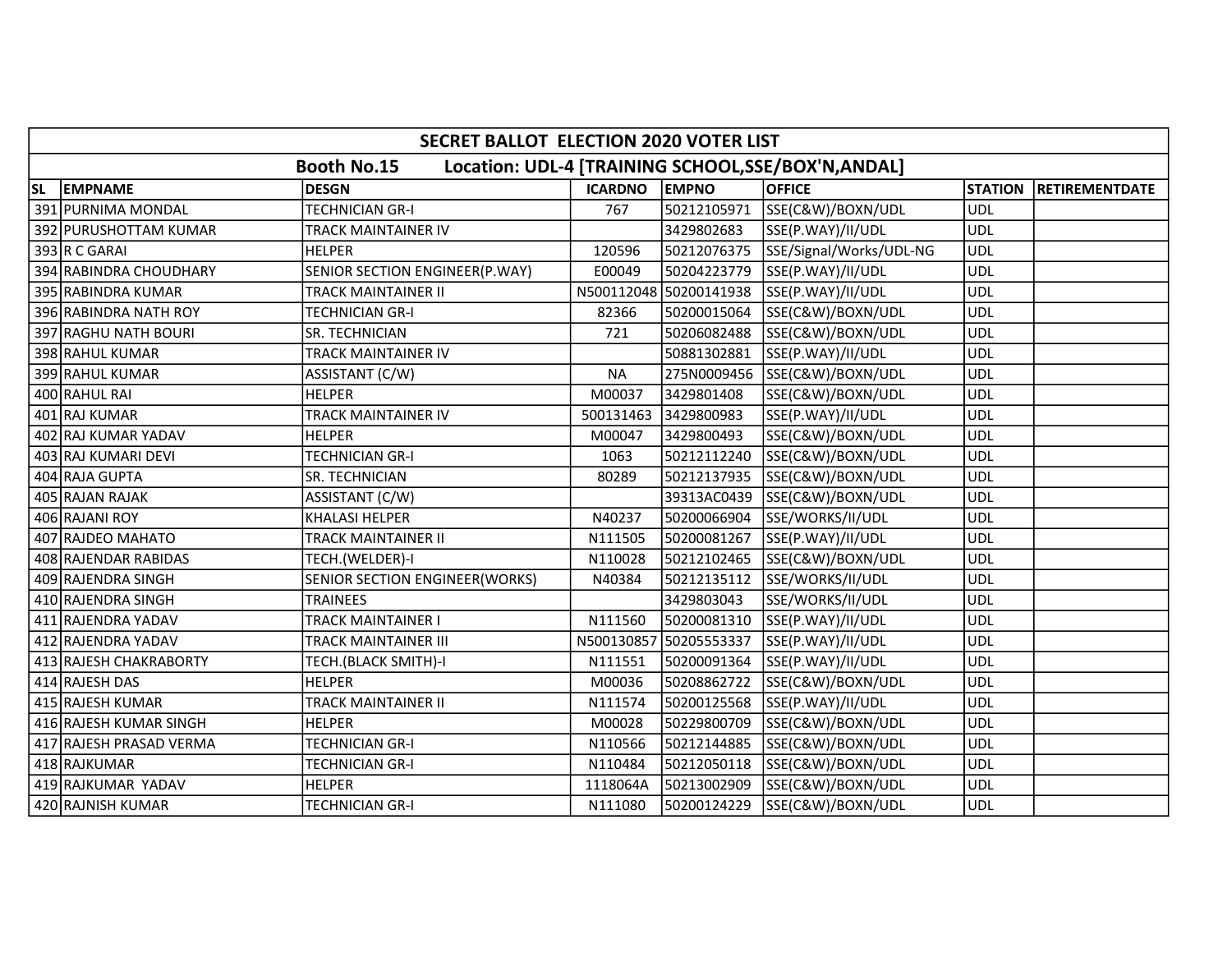| SECRET BALLOT ELECTION 2020 VOTER LIST | | | | | | | |
|---|---|---|---|---|---|---|---|
| Booth No.15 Location: UDL-4 [TRAINING SCHOOL,SSE/BOX'N,ANDAL] | | | | | | | |
| SL | EMPNAME | DESGN | ICARDNO | EMPNO | OFFICE | STATION | RETIREMENTDATE |
| 391 | PURNIMA MONDAL | TECHNICIAN GR-I | 767 | 50212105971 | SSE(C&W)/BOXN/UDL | UDL | |
| 392 | PURUSHOTTAM KUMAR | TRACK MAINTAINER IV | | 3429802683 | SSE(P.WAY)/II/UDL | UDL | |
| 393 | R C GARAI | HELPER | 120596 | 50212076375 | SSE/Signal/Works/UDL-NG | UDL | |
| 394 | RABINDRA CHOUDHARY | SENIOR SECTION ENGINEER(P.WAY) | E00049 | 50204223779 | SSE(P.WAY)/II/UDL | UDL | |
| 395 | RABINDRA KUMAR | TRACK MAINTAINER II | N500112048 | 50200141938 | SSE(P.WAY)/II/UDL | UDL | |
| 396 | RABINDRA NATH ROY | TECHNICIAN GR-I | 82366 | 50200015064 | SSE(C&W)/BOXN/UDL | UDL | |
| 397 | RAGHU NATH BOURI | SR. TECHNICIAN | 721 | 50206082488 | SSE(C&W)/BOXN/UDL | UDL | |
| 398 | RAHUL KUMAR | TRACK MAINTAINER IV | | 50881302881 | SSE(P.WAY)/II/UDL | UDL | |
| 399 | RAHUL KUMAR | ASSISTANT (C/W) | NA | 275N0009456 | SSE(C&W)/BOXN/UDL | UDL | |
| 400 | RAHUL RAI | HELPER | M00037 | 3429801408 | SSE(C&W)/BOXN/UDL | UDL | |
| 401 | RAJ KUMAR | TRACK MAINTAINER IV | 500131463 | 3429800983 | SSE(P.WAY)/II/UDL | UDL | |
| 402 | RAJ KUMAR YADAV | HELPER | M00047 | 3429800493 | SSE(C&W)/BOXN/UDL | UDL | |
| 403 | RAJ KUMARI DEVI | TECHNICIAN GR-I | 1063 | 50212112240 | SSE(C&W)/BOXN/UDL | UDL | |
| 404 | RAJA GUPTA | SR. TECHNICIAN | 80289 | 50212137935 | SSE(C&W)/BOXN/UDL | UDL | |
| 405 | RAJAN RAJAK | ASSISTANT (C/W) | | 39313AC0439 | SSE(C&W)/BOXN/UDL | UDL | |
| 406 | RAJANI ROY | KHALASI HELPER | N40237 | 50200066904 | SSE/WORKS/II/UDL | UDL | |
| 407 | RAJDEO MAHATO | TRACK MAINTAINER II | N111505 | 50200081267 | SSE(P.WAY)/II/UDL | UDL | |
| 408 | RAJENDAR RABIDAS | TECH.(WELDER)-I | N110028 | 50212102465 | SSE(C&W)/BOXN/UDL | UDL | |
| 409 | RAJENDRA SINGH | SENIOR SECTION ENGINEER(WORKS) | N40384 | 50212135112 | SSE/WORKS/II/UDL | UDL | |
| 410 | RAJENDRA SINGH | TRAINEES | | 3429803043 | SSE/WORKS/II/UDL | UDL | |
| 411 | RAJENDRA YADAV | TRACK MAINTAINER I | N111560 | 50200081310 | SSE(P.WAY)/II/UDL | UDL | |
| 412 | RAJENDRA YADAV | TRACK MAINTAINER III | N500130857 | 50205553337 | SSE(P.WAY)/II/UDL | UDL | |
| 413 | RAJESH CHAKRABORTY | TECH.(BLACK SMITH)-I | N111551 | 50200091364 | SSE(P.WAY)/II/UDL | UDL | |
| 414 | RAJESH DAS | HELPER | M00036 | 50208862722 | SSE(C&W)/BOXN/UDL | UDL | |
| 415 | RAJESH KUMAR | TRACK MAINTAINER II | N111574 | 50200125568 | SSE(P.WAY)/II/UDL | UDL | |
| 416 | RAJESH KUMAR SINGH | HELPER | M00028 | 50229800709 | SSE(C&W)/BOXN/UDL | UDL | |
| 417 | RAJESH PRASAD VERMA | TECHNICIAN GR-I | N110566 | 50212144885 | SSE(C&W)/BOXN/UDL | UDL | |
| 418 | RAJKUMAR | TECHNICIAN GR-I | N110484 | 50212050118 | SSE(C&W)/BOXN/UDL | UDL | |
| 419 | RAJKUMAR YADAV | HELPER | 1118064A | 50213002909 | SSE(C&W)/BOXN/UDL | UDL | |
| 420 | RAJNISH KUMAR | TECHNICIAN GR-I | N111080 | 50200124229 | SSE(C&W)/BOXN/UDL | UDL | |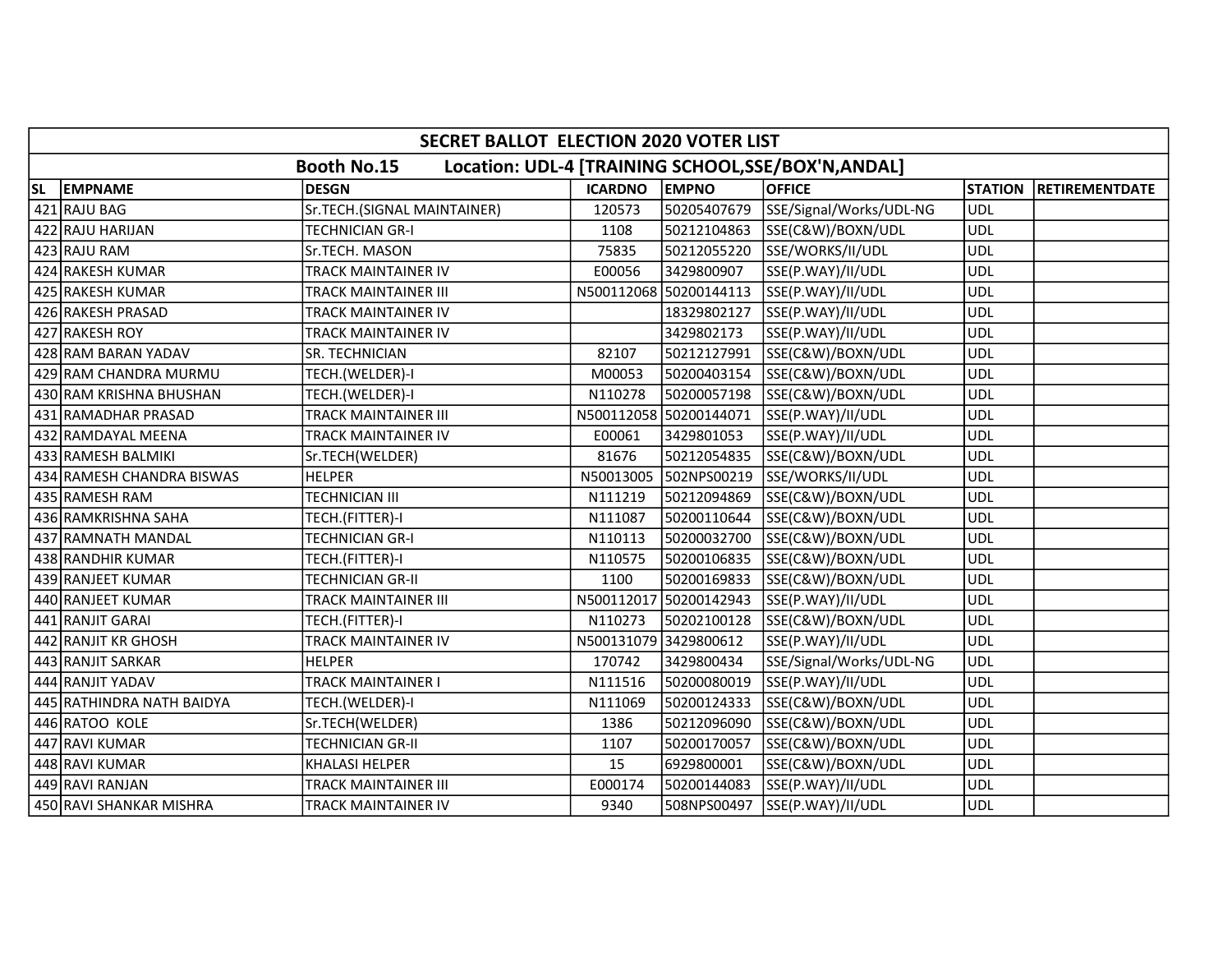| SECRET BALLOT ELECTION 2020 VOTER LIST | | | | | | | |
|---|---|---|---|---|---|---|---|
| Booth No.15 Location: UDL-4 [TRAINING SCHOOL,SSE/BOX'N,ANDAL] | | | | | | | |
| SL | EMPNAME | DESGN | ICARDNO | EMPNO | OFFICE | STATION | RETIREMENTDATE |
| 421 | RAJU BAG | Sr.TECH.(SIGNAL MAINTAINER) | 120573 | 50205407679 | SSE/Signal/Works/UDL-NG | UDL | |
| 422 | RAJU HARIJAN | TECHNICIAN GR-I | 1108 | 50212104863 | SSE(C&W)/BOXN/UDL | UDL | |
| 423 | RAJU RAM | Sr.TECH. MASON | 75835 | 50212055220 | SSE/WORKS/II/UDL | UDL | |
| 424 | RAKESH KUMAR | TRACK MAINTAINER IV | E00056 | 3429800907 | SSE(P.WAY)/II/UDL | UDL | |
| 425 | RAKESH KUMAR | TRACK MAINTAINER III | N500112068 | 50200144113 | SSE(P.WAY)/II/UDL | UDL | |
| 426 | RAKESH PRASAD | TRACK MAINTAINER IV | | 18329802127 | SSE(P.WAY)/II/UDL | UDL | |
| 427 | RAKESH ROY | TRACK MAINTAINER IV | | 3429802173 | SSE(P.WAY)/II/UDL | UDL | |
| 428 | RAM BARAN YADAV | SR. TECHNICIAN | 82107 | 50212127991 | SSE(C&W)/BOXN/UDL | UDL | |
| 429 | RAM CHANDRA MURMU | TECH.(WELDER)-I | M00053 | 50200403154 | SSE(C&W)/BOXN/UDL | UDL | |
| 430 | RAM KRISHNA BHUSHAN | TECH.(WELDER)-I | N110278 | 50200057198 | SSE(C&W)/BOXN/UDL | UDL | |
| 431 | RAMADHAR PRASAD | TRACK MAINTAINER III | N500112058 | 50200144071 | SSE(P.WAY)/II/UDL | UDL | |
| 432 | RAMDAYAL MEENA | TRACK MAINTAINER IV | E00061 | 3429801053 | SSE(P.WAY)/II/UDL | UDL | |
| 433 | RAMESH BALMIKI | Sr.TECH(WELDER) | 81676 | 50212054835 | SSE(C&W)/BOXN/UDL | UDL | |
| 434 | RAMESH CHANDRA BISWAS | HELPER | N50013005 | 502NPS00219 | SSE/WORKS/II/UDL | UDL | |
| 435 | RAMESH RAM | TECHNICIAN III | N111219 | 50212094869 | SSE(C&W)/BOXN/UDL | UDL | |
| 436 | RAMKRISHNA SAHA | TECH.(FITTER)-I | N111087 | 50200110644 | SSE(C&W)/BOXN/UDL | UDL | |
| 437 | RAMNATH MANDAL | TECHNICIAN GR-I | N110113 | 50200032700 | SSE(C&W)/BOXN/UDL | UDL | |
| 438 | RANDHIR KUMAR | TECH.(FITTER)-I | N110575 | 50200106835 | SSE(C&W)/BOXN/UDL | UDL | |
| 439 | RANJEET KUMAR | TECHNICIAN GR-II | 1100 | 50200169833 | SSE(C&W)/BOXN/UDL | UDL | |
| 440 | RANJEET KUMAR | TRACK MAINTAINER III | N500112017 | 50200142943 | SSE(P.WAY)/II/UDL | UDL | |
| 441 | RANJIT GARAI | TECH.(FITTER)-I | N110273 | 50202100128 | SSE(C&W)/BOXN/UDL | UDL | |
| 442 | RANJIT KR GHOSH | TRACK MAINTAINER IV | N500131079 | 3429800612 | SSE(P.WAY)/II/UDL | UDL | |
| 443 | RANJIT SARKAR | HELPER | 170742 | 3429800434 | SSE/Signal/Works/UDL-NG | UDL | |
| 444 | RANJIT YADAV | TRACK MAINTAINER I | N111516 | 50200080019 | SSE(P.WAY)/II/UDL | UDL | |
| 445 | RATHINDRA NATH BAIDYA | TECH.(WELDER)-I | N111069 | 50200124333 | SSE(C&W)/BOXN/UDL | UDL | |
| 446 | RATOO KOLE | Sr.TECH(WELDER) | 1386 | 50212096090 | SSE(C&W)/BOXN/UDL | UDL | |
| 447 | RAVI KUMAR | TECHNICIAN GR-II | 1107 | 50200170057 | SSE(C&W)/BOXN/UDL | UDL | |
| 448 | RAVI KUMAR | KHALASI HELPER | 15 | 6929800001 | SSE(C&W)/BOXN/UDL | UDL | |
| 449 | RAVI RANJAN | TRACK MAINTAINER III | E000174 | 50200144083 | SSE(P.WAY)/II/UDL | UDL | |
| 450 | RAVI SHANKAR MISHRA | TRACK MAINTAINER IV | 9340 | 508NPS00497 | SSE(P.WAY)/II/UDL | UDL | |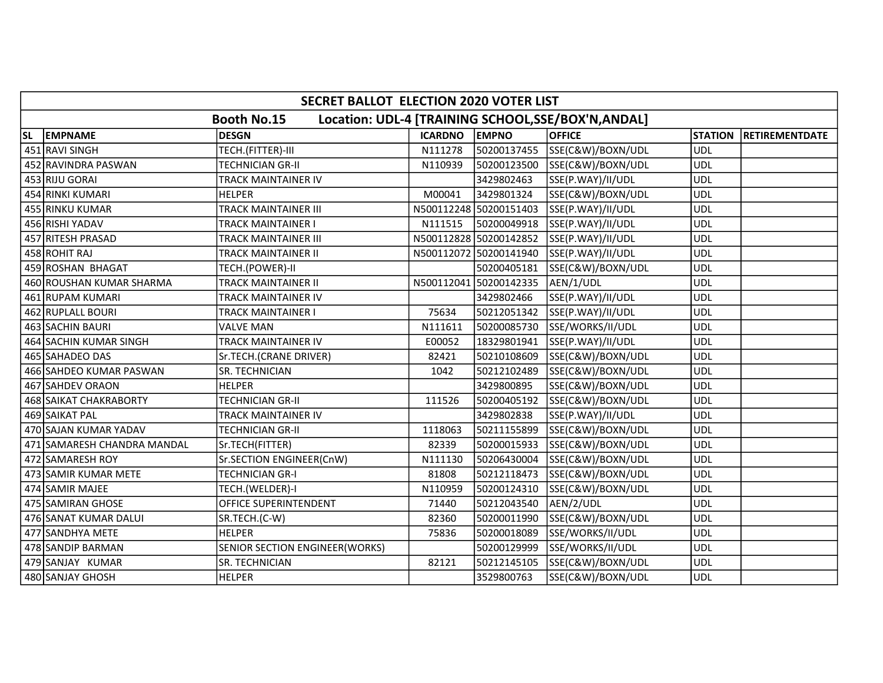# SECRET BALLOT ELECTION 2020 VOTER LIST

## Booth No.15 Location: UDL-4 [TRAINING SCHOOL,SSE/BOX'N,ANDAL]

| SL | EMPNAME | DESGN | ICARDNO | EMPNO | OFFICE | STATION | RETIREMENTDATE |
|---|---|---|---|---|---|---|---|
| 451 | RAVI SINGH | TECH.(FITTER)-III | N111278 | 50200137455 | SSE(C&W)/BOXN/UDL | UDL | |
| 452 | RAVINDRA PASWAN | TECHNICIAN GR-II | N110939 | 50200123500 | SSE(C&W)/BOXN/UDL | UDL | |
| 453 | RIJU GORAI | TRACK MAINTAINER IV | | 3429802463 | SSE(P.WAY)/II/UDL | UDL | |
| 454 | RINKI KUMARI | HELPER | M00041 | 3429801324 | SSE(C&W)/BOXN/UDL | UDL | |
| 455 | RINKU KUMAR | TRACK MAINTAINER III | N500112248 | 50200151403 | SSE(P.WAY)/II/UDL | UDL | |
| 456 | RISHI YADAV | TRACK MAINTAINER I | N111515 | 50200049918 | SSE(P.WAY)/II/UDL | UDL | |
| 457 | RITESH PRASAD | TRACK MAINTAINER III | N500112828 | 50200142852 | SSE(P.WAY)/II/UDL | UDL | |
| 458 | ROHIT RAJ | TRACK MAINTAINER II | N500112072 | 50200141940 | SSE(P.WAY)/II/UDL | UDL | |
| 459 | ROSHAN BHAGAT | TECH.(POWER)-II | | 50200405181 | SSE(C&W)/BOXN/UDL | UDL | |
| 460 | ROUSHAN KUMAR SHARMA | TRACK MAINTAINER II | N500112041 | 50200142335 | AEN/1/UDL | UDL | |
| 461 | RUPAM KUMARI | TRACK MAINTAINER IV | | 3429802466 | SSE(P.WAY)/II/UDL | UDL | |
| 462 | RUPLALL BOURI | TRACK MAINTAINER I | 75634 | 50212051342 | SSE(P.WAY)/II/UDL | UDL | |
| 463 | SACHIN BAURI | VALVE MAN | N111611 | 50200085730 | SSE/WORKS/II/UDL | UDL | |
| 464 | SACHIN KUMAR SINGH | TRACK MAINTAINER IV | E00052 | 18329801941 | SSE(P.WAY)/II/UDL | UDL | |
| 465 | SAHADEO DAS | Sr.TECH.(CRANE DRIVER) | 82421 | 50210108609 | SSE(C&W)/BOXN/UDL | UDL | |
| 466 | SAHDEO KUMAR PASWAN | SR. TECHNICIAN | 1042 | 50212102489 | SSE(C&W)/BOXN/UDL | UDL | |
| 467 | SAHDEV ORAON | HELPER | | 3429800895 | SSE(C&W)/BOXN/UDL | UDL | |
| 468 | SAIKAT CHAKRABORTY | TECHNICIAN GR-II | 111526 | 50200405192 | SSE(C&W)/BOXN/UDL | UDL | |
| 469 | SAIKAT PAL | TRACK MAINTAINER IV | | 3429802838 | SSE(P.WAY)/II/UDL | UDL | |
| 470 | SAJAN KUMAR YADAV | TECHNICIAN GR-II | 1118063 | 50211155899 | SSE(C&W)/BOXN/UDL | UDL | |
| 471 | SAMARESH CHANDRA MANDAL | Sr.TECH(FITTER) | 82339 | 50200015933 | SSE(C&W)/BOXN/UDL | UDL | |
| 472 | SAMARESH ROY | Sr.SECTION ENGINEER(CnW) | N111130 | 50206430004 | SSE(C&W)/BOXN/UDL | UDL | |
| 473 | SAMIR KUMAR METE | TECHNICIAN GR-I | 81808 | 50212118473 | SSE(C&W)/BOXN/UDL | UDL | |
| 474 | SAMIR MAJEE | TECH.(WELDER)-I | N110959 | 50200124310 | SSE(C&W)/BOXN/UDL | UDL | |
| 475 | SAMIRAN GHOSE | OFFICE SUPERINTENDENT | 71440 | 50212043540 | AEN/2/UDL | UDL | |
| 476 | SANAT KUMAR DALUI | SR.TECH.(C-W) | 82360 | 50200011990 | SSE(C&W)/BOXN/UDL | UDL | |
| 477 | SANDHYA METE | HELPER | 75836 | 50200018089 | SSE/WORKS/II/UDL | UDL | |
| 478 | SANDIP BARMAN | SENIOR SECTION ENGINEER(WORKS) | | 50200129999 | SSE/WORKS/II/UDL | UDL | |
| 479 | SANJAY KUMAR | SR. TECHNICIAN | 82121 | 50212145105 | SSE(C&W)/BOXN/UDL | UDL | |
| 480 | SANJAY GHOSH | HELPER | | 3529800763 | SSE(C&W)/BOXN/UDL | UDL | |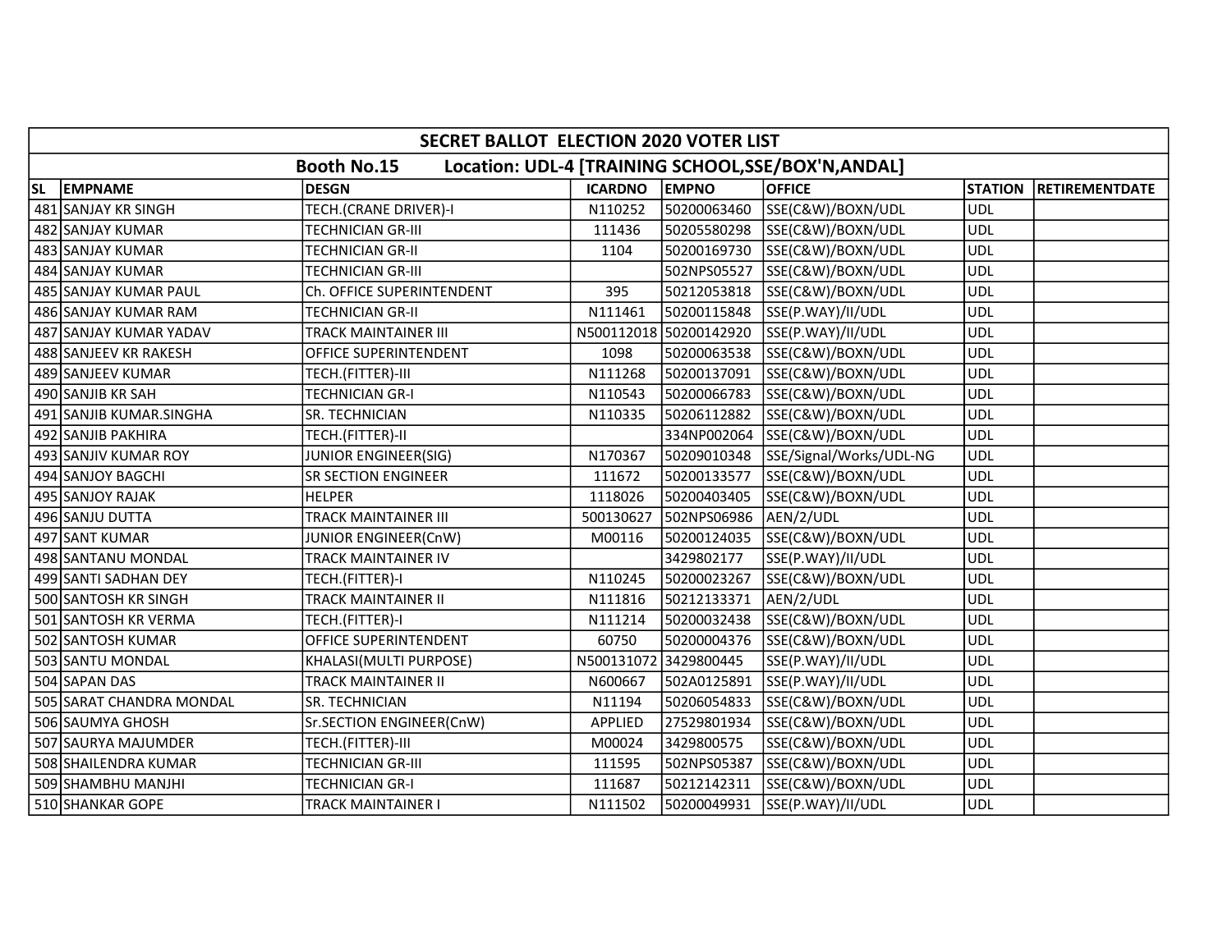| SECRET BALLOT ELECTION 2020 VOTER LIST | | | | | | | |
|---|---|---|---|---|---|---|---|
| Booth No.15 Location: UDL-4 [TRAINING SCHOOL,SSE/BOX'N,ANDAL] | | | | | | | |
| SL | EMPNAME | DESGN | ICARDNO | EMPNO | OFFICE | STATION | RETIREMENTDATE |
| 481 | SANJAY KR SINGH | TECH.(CRANE DRIVER)-I | N110252 | 50200063460 | SSE(C&W)/BOXN/UDL | UDL | |
| 482 | SANJAY KUMAR | TECHNICIAN GR-III | 111436 | 50205580298 | SSE(C&W)/BOXN/UDL | UDL | |
| 483 | SANJAY KUMAR | TECHNICIAN GR-II | 1104 | 50200169730 | SSE(C&W)/BOXN/UDL | UDL | |
| 484 | SANJAY KUMAR | TECHNICIAN GR-III | | 502NPS05527 | SSE(C&W)/BOXN/UDL | UDL | |
| 485 | SANJAY KUMAR PAUL | Ch. OFFICE SUPERINTENDENT | 395 | 50212053818 | SSE(C&W)/BOXN/UDL | UDL | |
| 486 | SANJAY KUMAR RAM | TECHNICIAN GR-II | N111461 | 50200115848 | SSE(P.WAY)/II/UDL | UDL | |
| 487 | SANJAY KUMAR YADAV | TRACK MAINTAINER III | N500112018 | 50200142920 | SSE(P.WAY)/II/UDL | UDL | |
| 488 | SANJEEV KR RAKESH | OFFICE SUPERINTENDENT | 1098 | 50200063538 | SSE(C&W)/BOXN/UDL | UDL | |
| 489 | SANJEEV KUMAR | TECH.(FITTER)-III | N111268 | 50200137091 | SSE(C&W)/BOXN/UDL | UDL | |
| 490 | SANJIB KR SAH | TECHNICIAN GR-I | N110543 | 50200066783 | SSE(C&W)/BOXN/UDL | UDL | |
| 491 | SANJIB KUMAR.SINGHA | SR. TECHNICIAN | N110335 | 50206112882 | SSE(C&W)/BOXN/UDL | UDL | |
| 492 | SANJIB PAKHIRA | TECH.(FITTER)-II | | 334NP002064 | SSE(C&W)/BOXN/UDL | UDL | |
| 493 | SANJIV KUMAR ROY | JUNIOR ENGINEER(SIG) | N170367 | 50209010348 | SSE/Signal/Works/UDL-NG | UDL | |
| 494 | SANJOY BAGCHI | SR SECTION ENGINEER | 111672 | 50200133577 | SSE(C&W)/BOXN/UDL | UDL | |
| 495 | SANJOY RAJAK | HELPER | 1118026 | 50200403405 | SSE(C&W)/BOXN/UDL | UDL | |
| 496 | SANJU DUTTA | TRACK MAINTAINER III | 500130627 | 502NPS06986 | AEN/2/UDL | UDL | |
| 497 | SANT KUMAR | JUNIOR ENGINEER(CnW) | M00116 | 50200124035 | SSE(C&W)/BOXN/UDL | UDL | |
| 498 | SANTANU MONDAL | TRACK MAINTAINER IV | | 3429802177 | SSE(P.WAY)/II/UDL | UDL | |
| 499 | SANTI SADHAN DEY | TECH.(FITTER)-I | N110245 | 50200023267 | SSE(C&W)/BOXN/UDL | UDL | |
| 500 | SANTOSH KR SINGH | TRACK MAINTAINER II | N111816 | 50212133371 | AEN/2/UDL | UDL | |
| 501 | SANTOSH KR VERMA | TECH.(FITTER)-I | N111214 | 50200032438 | SSE(C&W)/BOXN/UDL | UDL | |
| 502 | SANTOSH KUMAR | OFFICE SUPERINTENDENT | 60750 | 50200004376 | SSE(C&W)/BOXN/UDL | UDL | |
| 503 | SANTU MONDAL | KHALASI(MULTI PURPOSE) | N500131072 | 3429800445 | SSE(P.WAY)/II/UDL | UDL | |
| 504 | SAPAN DAS | TRACK MAINTAINER II | N600667 | 502A0125891 | SSE(P.WAY)/II/UDL | UDL | |
| 505 | SARAT CHANDRA MONDAL | SR. TECHNICIAN | N11194 | 50206054833 | SSE(C&W)/BOXN/UDL | UDL | |
| 506 | SAUMYA GHOSH | Sr.SECTION ENGINEER(CnW) | APPLIED | 27529801934 | SSE(C&W)/BOXN/UDL | UDL | |
| 507 | SAURYA MAJUMDER | TECH.(FITTER)-III | M00024 | 3429800575 | SSE(C&W)/BOXN/UDL | UDL | |
| 508 | SHAILENDRA KUMAR | TECHNICIAN GR-III | 111595 | 502NPS05387 | SSE(C&W)/BOXN/UDL | UDL | |
| 509 | SHAMBHU MANJHI | TECHNICIAN GR-I | 111687 | 50212142311 | SSE(C&W)/BOXN/UDL | UDL | |
| 510 | SHANKAR GOPE | TRACK MAINTAINER I | N111502 | 50200049931 | SSE(P.WAY)/II/UDL | UDL | |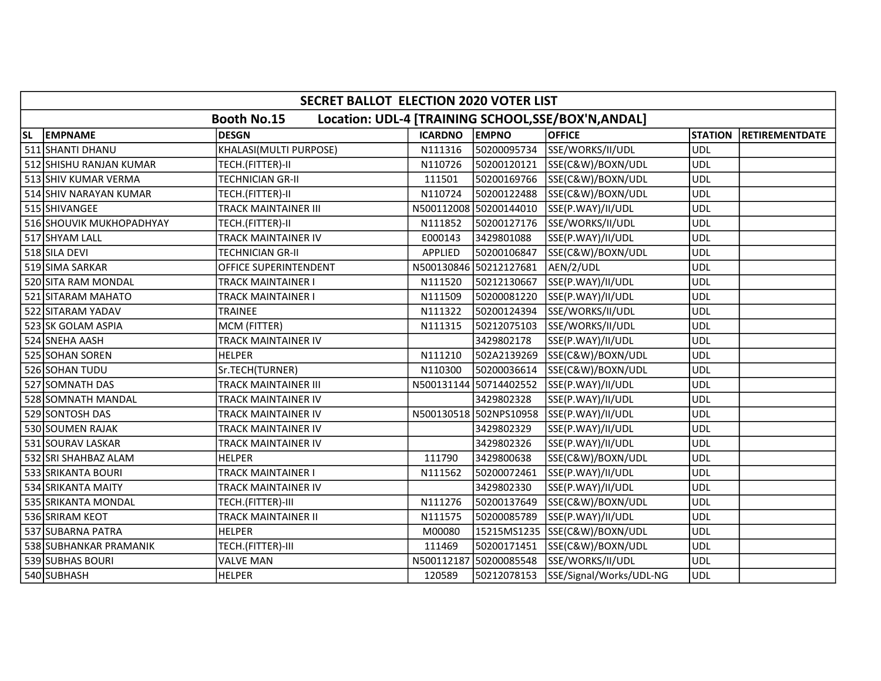| SECRET BALLOT ELECTION 2020 VOTER LIST | | | | | | | |
|---|---|---|---|---|---|---|---|
| Booth No.15 Location: UDL-4 [TRAINING SCHOOL,SSE/BOX'N,ANDAL] | | | | | | | |
| SL | EMPNAME | DESGN | ICARDNO | EMPNO | OFFICE | STATION | RETIREMENTDATE |
| 511 | SHANTI DHANU | KHALASI(MULTI PURPOSE) | N111316 | 50200095734 | SSE/WORKS/II/UDL | UDL | |
| 512 | SHISHU RANJAN KUMAR | TECH.(FITTER)-II | N110726 | 50200120121 | SSE(C&W)/BOXN/UDL | UDL | |
| 513 | SHIV KUMAR VERMA | TECHNICIAN GR-II | 111501 | 50200169766 | SSE(C&W)/BOXN/UDL | UDL | |
| 514 | SHIV NARAYAN KUMAR | TECH.(FITTER)-II | N110724 | 50200122488 | SSE(C&W)/BOXN/UDL | UDL | |
| 515 | SHIVANGEE | TRACK MAINTAINER III | N500112008 | 50200144010 | SSE(P.WAY)/II/UDL | UDL | |
| 516 | SHOUVIK MUKHOPADHYAY | TECH.(FITTER)-II | N111852 | 50200127176 | SSE/WORKS/II/UDL | UDL | |
| 517 | SHYAM LALL | TRACK MAINTAINER IV | E000143 | 3429801088 | SSE(P.WAY)/II/UDL | UDL | |
| 518 | SILA DEVI | TECHNICIAN GR-II | APPLIED | 50200106847 | SSE(C&W)/BOXN/UDL | UDL | |
| 519 | SIMA SARKAR | OFFICE SUPERINTENDENT | N500130846 | 50212127681 | AEN/2/UDL | UDL | |
| 520 | SITA RAM MONDAL | TRACK MAINTAINER I | N111520 | 50212130667 | SSE(P.WAY)/II/UDL | UDL | |
| 521 | SITARAM MAHATO | TRACK MAINTAINER I | N111509 | 50200081220 | SSE(P.WAY)/II/UDL | UDL | |
| 522 | SITARAM YADAV | TRAINEE | N111322 | 50200124394 | SSE/WORKS/II/UDL | UDL | |
| 523 | SK GOLAM ASPIA | MCM (FITTER) | N111315 | 50212075103 | SSE/WORKS/II/UDL | UDL | |
| 524 | SNEHA AASH | TRACK MAINTAINER IV | | 3429802178 | SSE(P.WAY)/II/UDL | UDL | |
| 525 | SOHAN SOREN | HELPER | N111210 | 502A2139269 | SSE(C&W)/BOXN/UDL | UDL | |
| 526 | SOHAN TUDU | Sr.TECH(TURNER) | N110300 | 50200036614 | SSE(C&W)/BOXN/UDL | UDL | |
| 527 | SOMNATH DAS | TRACK MAINTAINER III | N500131144 | 50714402552 | SSE(P.WAY)/II/UDL | UDL | |
| 528 | SOMNATH MANDAL | TRACK MAINTAINER IV | | 3429802328 | SSE(P.WAY)/II/UDL | UDL | |
| 529 | SONTOSH DAS | TRACK MAINTAINER IV | N500130518 | 502NPS10958 | SSE(P.WAY)/II/UDL | UDL | |
| 530 | SOUMEN RAJAK | TRACK MAINTAINER IV | | 3429802329 | SSE(P.WAY)/II/UDL | UDL | |
| 531 | SOURAV LASKAR | TRACK MAINTAINER IV | | 3429802326 | SSE(P.WAY)/II/UDL | UDL | |
| 532 | SRI SHAHBAZ ALAM | HELPER | 111790 | 3429800638 | SSE(C&W)/BOXN/UDL | UDL | |
| 533 | SRIKANTA BOURI | TRACK MAINTAINER I | N111562 | 50200072461 | SSE(P.WAY)/II/UDL | UDL | |
| 534 | SRIKANTA MAITY | TRACK MAINTAINER IV | | 3429802330 | SSE(P.WAY)/II/UDL | UDL | |
| 535 | SRIKANTA MONDAL | TECH.(FITTER)-III | N111276 | 50200137649 | SSE(C&W)/BOXN/UDL | UDL | |
| 536 | SRIRAM KEOT | TRACK MAINTAINER II | N111575 | 50200085789 | SSE(P.WAY)/II/UDL | UDL | |
| 537 | SUBARNA PATRA | HELPER | M00080 | 15215MS1235 | SSE(C&W)/BOXN/UDL | UDL | |
| 538 | SUBHANKAR PRAMANIK | TECH.(FITTER)-III | 111469 | 50200171451 | SSE(C&W)/BOXN/UDL | UDL | |
| 539 | SUBHAS BOURI | VALVE MAN | N500112187 | 50200085548 | SSE/WORKS/II/UDL | UDL | |
| 540 | SUBHASH | HELPER | 120589 | 50212078153 | SSE/Signal/Works/UDL-NG | UDL | |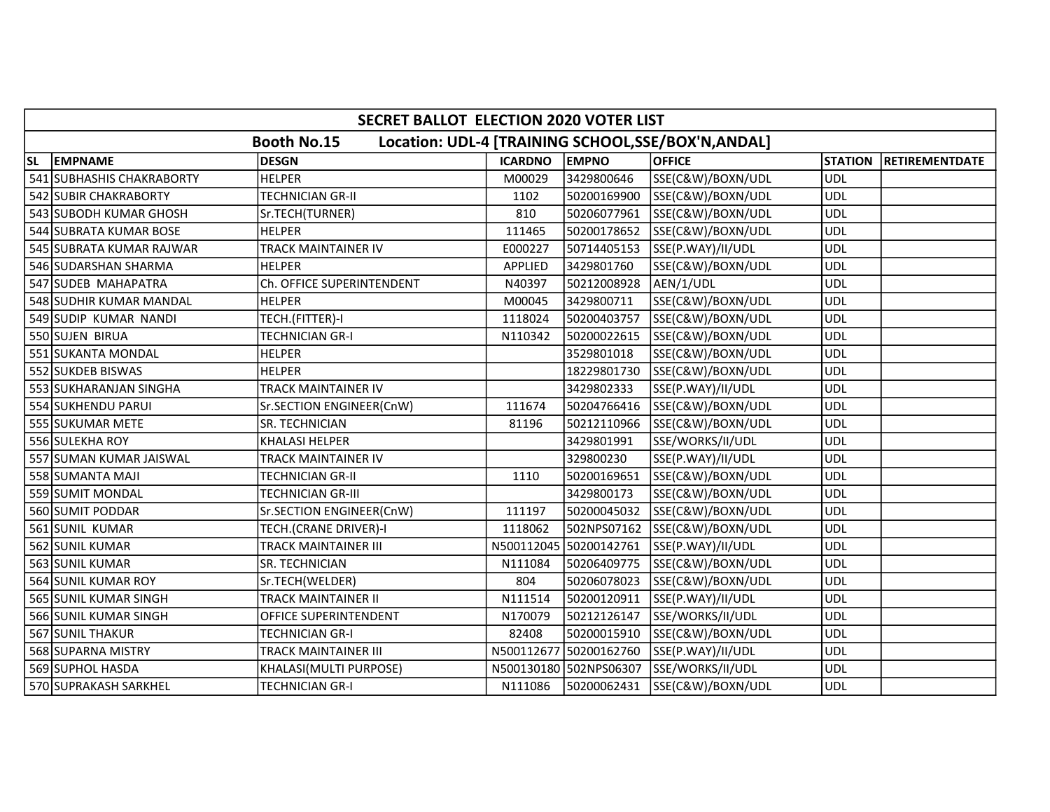| SECRET BALLOT ELECTION 2020 VOTER LIST | | | | | | | |
|---|---|---|---|---|---|---|---|
| Booth No.15 Location: UDL-4 [TRAINING SCHOOL,SSE/BOX'N,ANDAL] | | | | | | | |
| SL | EMPNAME | DESGN | ICARDNO | EMPNO | OFFICE | STATION | RETIREMENTDATE |
| 541 | SUBHASHIS CHAKRABORTY | HELPER | M00029 | 3429800646 | SSE(C&W)/BOXN/UDL | UDL | |
| 542 | SUBIR CHAKRABORTY | TECHNICIAN GR-II | 1102 | 50200169900 | SSE(C&W)/BOXN/UDL | UDL | |
| 543 | SUBODH KUMAR GHOSH | Sr.TECH(TURNER) | 810 | 50206077961 | SSE(C&W)/BOXN/UDL | UDL | |
| 544 | SUBRATA KUMAR BOSE | HELPER | 111465 | 50200178652 | SSE(C&W)/BOXN/UDL | UDL | |
| 545 | SUBRATA KUMAR RAJWAR | TRACK MAINTAINER IV | E000227 | 50714405153 | SSE(P.WAY)/II/UDL | UDL | |
| 546 | SUDARSHAN SHARMA | HELPER | APPLIED | 3429801760 | SSE(C&W)/BOXN/UDL | UDL | |
| 547 | SUDEB MAHAPATRA | Ch. OFFICE SUPERINTENDENT | N40397 | 50212008928 | AEN/1/UDL | UDL | |
| 548 | SUDHIR KUMAR MANDAL | HELPER | M00045 | 3429800711 | SSE(C&W)/BOXN/UDL | UDL | |
| 549 | SUDIP KUMAR NANDI | TECH.(FITTER)-I | 1118024 | 50200403757 | SSE(C&W)/BOXN/UDL | UDL | |
| 550 | SUJEN BIRUA | TECHNICIAN GR-I | N110342 | 50200022615 | SSE(C&W)/BOXN/UDL | UDL | |
| 551 | SUKANTA MONDAL | HELPER | | 3529801018 | SSE(C&W)/BOXN/UDL | UDL | |
| 552 | SUKDEB BISWAS | HELPER | | 18229801730 | SSE(C&W)/BOXN/UDL | UDL | |
| 553 | SUKHARANJAN SINGHA | TRACK MAINTAINER IV | | 3429802333 | SSE(P.WAY)/II/UDL | UDL | |
| 554 | SUKHENDU PARUI | Sr.SECTION ENGINEER(CnW) | 111674 | 50204766416 | SSE(C&W)/BOXN/UDL | UDL | |
| 555 | SUKUMAR METE | SR. TECHNICIAN | 81196 | 50212110966 | SSE(C&W)/BOXN/UDL | UDL | |
| 556 | SULEKHA ROY | KHALASI HELPER | | 3429801991 | SSE/WORKS/II/UDL | UDL | |
| 557 | SUMAN KUMAR JAISWAL | TRACK MAINTAINER IV | | 329800230 | SSE(P.WAY)/II/UDL | UDL | |
| 558 | SUMANTA MAJI | TECHNICIAN GR-II | 1110 | 50200169651 | SSE(C&W)/BOXN/UDL | UDL | |
| 559 | SUMIT MONDAL | TECHNICIAN GR-III | | 3429800173 | SSE(C&W)/BOXN/UDL | UDL | |
| 560 | SUMIT PODDAR | Sr.SECTION ENGINEER(CnW) | 111197 | 50200045032 | SSE(C&W)/BOXN/UDL | UDL | |
| 561 | SUNIL KUMAR | TECH.(CRANE DRIVER)-I | 1118062 | 502NPS07162 | SSE(C&W)/BOXN/UDL | UDL | |
| 562 | SUNIL KUMAR | TRACK MAINTAINER III | N500112045 | 50200142761 | SSE(P.WAY)/II/UDL | UDL | |
| 563 | SUNIL KUMAR | SR. TECHNICIAN | N111084 | 50206409775 | SSE(C&W)/BOXN/UDL | UDL | |
| 564 | SUNIL KUMAR ROY | Sr.TECH(WELDER) | 804 | 50206078023 | SSE(C&W)/BOXN/UDL | UDL | |
| 565 | SUNIL KUMAR SINGH | TRACK MAINTAINER II | N111514 | 50200120911 | SSE(P.WAY)/II/UDL | UDL | |
| 566 | SUNIL KUMAR SINGH | OFFICE SUPERINTENDENT | N170079 | 50212126147 | SSE/WORKS/II/UDL | UDL | |
| 567 | SUNIL THAKUR | TECHNICIAN GR-I | 82408 | 50200015910 | SSE(C&W)/BOXN/UDL | UDL | |
| 568 | SUPARNA MISTRY | TRACK MAINTAINER III | N500112677 | 50200162760 | SSE(P.WAY)/II/UDL | UDL | |
| 569 | SUPHOL HASDA | KHALASI(MULTI PURPOSE) | N500130180 | 502NPS06307 | SSE/WORKS/II/UDL | UDL | |
| 570 | SUPRAKASH SARKHEL | TECHNICIAN GR-I | N111086 | 50200062431 | SSE(C&W)/BOXN/UDL | UDL | |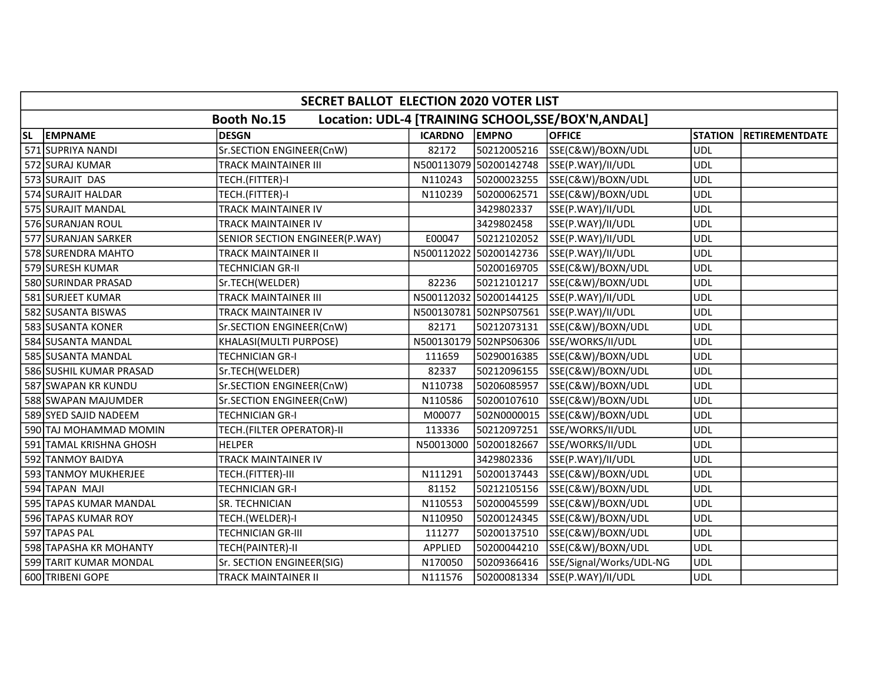| SECRET BALLOT ELECTION 2020 VOTER LIST | | | | | | | |
|---|---|---|---|---|---|---|---|
| Booth No.15 Location: UDL-4 [TRAINING SCHOOL,SSE/BOX'N,ANDAL] | | | | | | | |
| SL | EMPNAME | DESGN | ICARDNO | EMPNO | OFFICE | STATION | RETIREMENTDATE |
| 571 | SUPRIYA NANDI | Sr.SECTION ENGINEER(CnW) | 82172 | 50212005216 | SSE(C&W)/BOXN/UDL | UDL | |
| 572 | SURAJ KUMAR | TRACK MAINTAINER III | N500113079 | 50200142748 | SSE(P.WAY)/II/UDL | UDL | |
| 573 | SURAJIT DAS | TECH.(FITTER)-I | N110243 | 50200023255 | SSE(C&W)/BOXN/UDL | UDL | |
| 574 | SURAJIT HALDAR | TECH.(FITTER)-I | N110239 | 50200062571 | SSE(C&W)/BOXN/UDL | UDL | |
| 575 | SURAJIT MANDAL | TRACK MAINTAINER IV | | 3429802337 | SSE(P.WAY)/II/UDL | UDL | |
| 576 | SURANJAN ROUL | TRACK MAINTAINER IV | | 3429802458 | SSE(P.WAY)/II/UDL | UDL | |
| 577 | SURANJAN SARKER | SENIOR SECTION ENGINEER(P.WAY) | E00047 | 50212102052 | SSE(P.WAY)/II/UDL | UDL | |
| 578 | SURENDRA MAHTO | TRACK MAINTAINER II | N500112022 | 50200142736 | SSE(P.WAY)/II/UDL | UDL | |
| 579 | SURESH KUMAR | TECHNICIAN GR-II | | 50200169705 | SSE(C&W)/BOXN/UDL | UDL | |
| 580 | SURINDAR PRASAD | Sr.TECH(WELDER) | 82236 | 50212101217 | SSE(C&W)/BOXN/UDL | UDL | |
| 581 | SURJEET KUMAR | TRACK MAINTAINER III | N500112032 | 50200144125 | SSE(P.WAY)/II/UDL | UDL | |
| 582 | SUSANTA BISWAS | TRACK MAINTAINER IV | N500130781 | 502NPS07561 | SSE(P.WAY)/II/UDL | UDL | |
| 583 | SUSANTA KONER | Sr.SECTION ENGINEER(CnW) | 82171 | 50212073131 | SSE(C&W)/BOXN/UDL | UDL | |
| 584 | SUSANTA MANDAL | KHALASI(MULTI PURPOSE) | N500130179 | 502NPS06306 | SSE/WORKS/II/UDL | UDL | |
| 585 | SUSANTA MANDAL | TECHNICIAN GR-I | 111659 | 50290016385 | SSE(C&W)/BOXN/UDL | UDL | |
| 586 | SUSHIL KUMAR PRASAD | Sr.TECH(WELDER) | 82337 | 50212096155 | SSE(C&W)/BOXN/UDL | UDL | |
| 587 | SWAPAN KR KUNDU | Sr.SECTION ENGINEER(CnW) | N110738 | 50206085957 | SSE(C&W)/BOXN/UDL | UDL | |
| 588 | SWAPAN MAJUMDER | Sr.SECTION ENGINEER(CnW) | N110586 | 50200107610 | SSE(C&W)/BOXN/UDL | UDL | |
| 589 | SYED SAJID NADEEM | TECHNICIAN GR-I | M00077 | 502N0000015 | SSE(C&W)/BOXN/UDL | UDL | |
| 590 | TAJ MOHAMMAD MOMIN | TECH.(FILTER OPERATOR)-II | 113336 | 50212097251 | SSE/WORKS/II/UDL | UDL | |
| 591 | TAMAL KRISHNA GHOSH | HELPER | N50013000 | 50200182667 | SSE/WORKS/II/UDL | UDL | |
| 592 | TANMOY BAIDYA | TRACK MAINTAINER IV | | 3429802336 | SSE(P.WAY)/II/UDL | UDL | |
| 593 | TANMOY MUKHERJEE | TECH.(FITTER)-III | N111291 | 50200137443 | SSE(C&W)/BOXN/UDL | UDL | |
| 594 | TAPAN MAJI | TECHNICIAN GR-I | 81152 | 50212105156 | SSE(C&W)/BOXN/UDL | UDL | |
| 595 | TAPAS KUMAR MANDAL | SR. TECHNICIAN | N110553 | 50200045599 | SSE(C&W)/BOXN/UDL | UDL | |
| 596 | TAPAS KUMAR ROY | TECH.(WELDER)-I | N110950 | 50200124345 | SSE(C&W)/BOXN/UDL | UDL | |
| 597 | TAPAS PAL | TECHNICIAN GR-III | 111277 | 50200137510 | SSE(C&W)/BOXN/UDL | UDL | |
| 598 | TAPASHA KR MOHANTY | TECH(PAINTER)-II | APPLIED | 50200044210 | SSE(C&W)/BOXN/UDL | UDL | |
| 599 | TARIT KUMAR MONDAL | Sr. SECTION ENGINEER(SIG) | N170050 | 50209366416 | SSE/Signal/Works/UDL-NG | UDL | |
| 600 | TRIBENI GOPE | TRACK MAINTAINER II | N111576 | 50200081334 | SSE(P.WAY)/II/UDL | UDL | |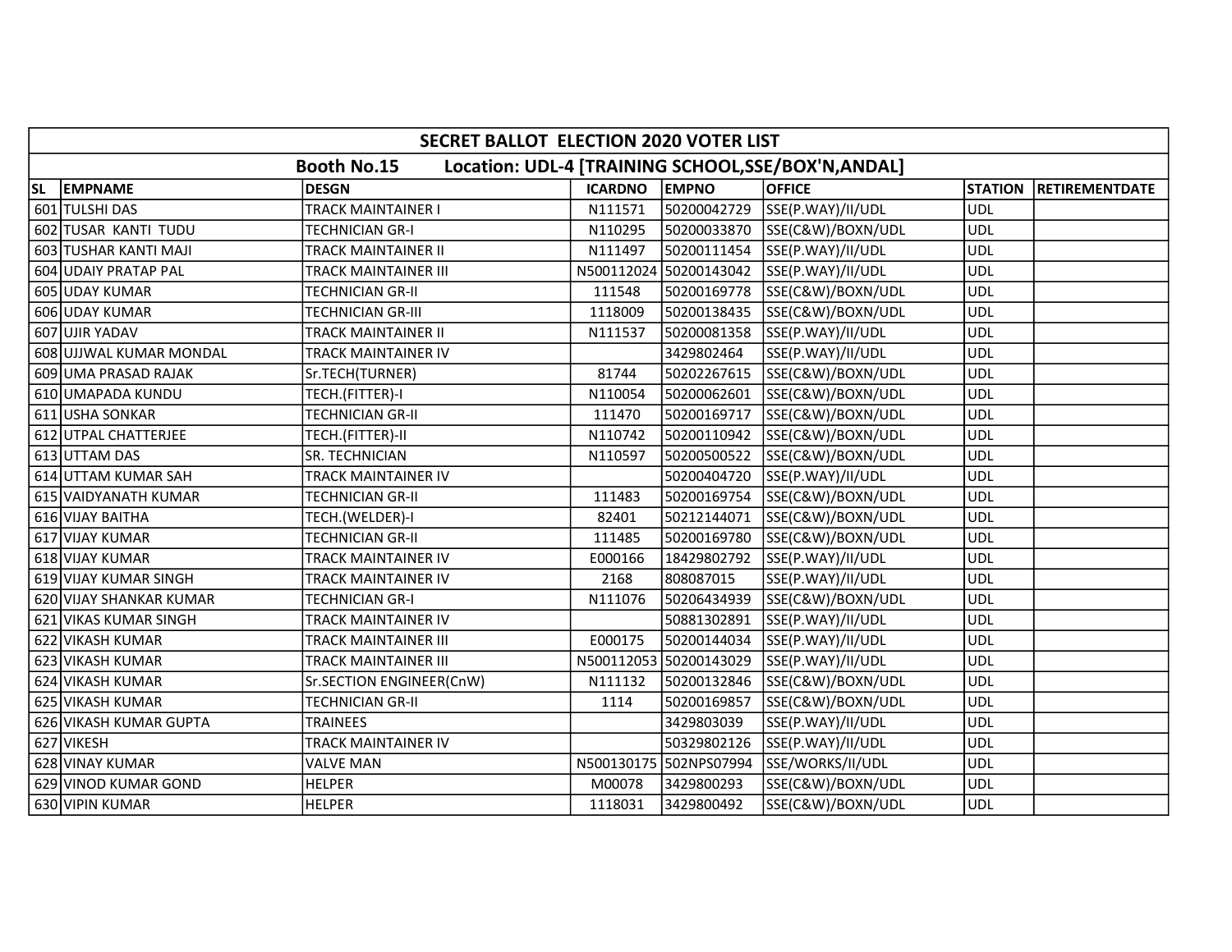| SECRET BALLOT ELECTION 2020 VOTER LIST | | | | | | | |
|---|---|---|---|---|---|---|---|
| Booth No.15 Location: UDL-4 [TRAINING SCHOOL,SSE/BOX'N,ANDAL] | | | | | | | |
| SL | EMPNAME | DESGN | ICARDNO | EMPNO | OFFICE | STATION | RETIREMENTDATE |
| 601 | TULSHI DAS | TRACK MAINTAINER I | N111571 | 50200042729 | SSE(P.WAY)/II/UDL | UDL | |
| 602 | TUSAR KANTI TUDU | TECHNICIAN GR-I | N110295 | 50200033870 | SSE(C&W)/BOXN/UDL | UDL | |
| 603 | TUSHAR KANTI MAJI | TRACK MAINTAINER II | N111497 | 50200111454 | SSE(P.WAY)/II/UDL | UDL | |
| 604 | UDAIY PRATAP PAL | TRACK MAINTAINER III | N500112024 | 50200143042 | SSE(P.WAY)/II/UDL | UDL | |
| 605 | UDAY KUMAR | TECHNICIAN GR-II | 111548 | 50200169778 | SSE(C&W)/BOXN/UDL | UDL | |
| 606 | UDAY KUMAR | TECHNICIAN GR-III | 1118009 | 50200138435 | SSE(C&W)/BOXN/UDL | UDL | |
| 607 | UJIR YADAV | TRACK MAINTAINER II | N111537 | 50200081358 | SSE(P.WAY)/II/UDL | UDL | |
| 608 | UJJWAL KUMAR MONDAL | TRACK MAINTAINER IV | | 3429802464 | SSE(P.WAY)/II/UDL | UDL | |
| 609 | UMA PRASAD RAJAK | Sr.TECH(TURNER) | 81744 | 50202267615 | SSE(C&W)/BOXN/UDL | UDL | |
| 610 | UMAPADA KUNDU | TECH.(FITTER)-I | N110054 | 50200062601 | SSE(C&W)/BOXN/UDL | UDL | |
| 611 | USHA SONKAR | TECHNICIAN GR-II | 111470 | 50200169717 | SSE(C&W)/BOXN/UDL | UDL | |
| 612 | UTPAL CHATTERJEE | TECH.(FITTER)-II | N110742 | 50200110942 | SSE(C&W)/BOXN/UDL | UDL | |
| 613 | UTTAM DAS | SR. TECHNICIAN | N110597 | 50200500522 | SSE(C&W)/BOXN/UDL | UDL | |
| 614 | UTTAM KUMAR SAH | TRACK MAINTAINER IV | | 50200404720 | SSE(P.WAY)/II/UDL | UDL | |
| 615 | VAIDYANATH KUMAR | TECHNICIAN GR-II | 111483 | 50200169754 | SSE(C&W)/BOXN/UDL | UDL | |
| 616 | VIJAY BAITHA | TECH.(WELDER)-I | 82401 | 50212144071 | SSE(C&W)/BOXN/UDL | UDL | |
| 617 | VIJAY KUMAR | TECHNICIAN GR-II | 111485 | 50200169780 | SSE(C&W)/BOXN/UDL | UDL | |
| 618 | VIJAY KUMAR | TRACK MAINTAINER IV | E000166 | 18429802792 | SSE(P.WAY)/II/UDL | UDL | |
| 619 | VIJAY KUMAR SINGH | TRACK MAINTAINER IV | 2168 | 808087015 | SSE(P.WAY)/II/UDL | UDL | |
| 620 | VIJAY SHANKAR KUMAR | TECHNICIAN GR-I | N111076 | 50206434939 | SSE(C&W)/BOXN/UDL | UDL | |
| 621 | VIKAS KUMAR SINGH | TRACK MAINTAINER IV | | 50881302891 | SSE(P.WAY)/II/UDL | UDL | |
| 622 | VIKASH KUMAR | TRACK MAINTAINER III | E000175 | 50200144034 | SSE(P.WAY)/II/UDL | UDL | |
| 623 | VIKASH KUMAR | TRACK MAINTAINER III | N500112053 | 50200143029 | SSE(P.WAY)/II/UDL | UDL | |
| 624 | VIKASH KUMAR | Sr.SECTION ENGINEER(CnW) | N111132 | 50200132846 | SSE(C&W)/BOXN/UDL | UDL | |
| 625 | VIKASH KUMAR | TECHNICIAN GR-II | 1114 | 50200169857 | SSE(C&W)/BOXN/UDL | UDL | |
| 626 | VIKASH KUMAR GUPTA | TRAINEES | | 3429803039 | SSE(P.WAY)/II/UDL | UDL | |
| 627 | VIKESH | TRACK MAINTAINER IV | | 50329802126 | SSE(P.WAY)/II/UDL | UDL | |
| 628 | VINAY KUMAR | VALVE MAN | N500130175 | 502NPS07994 | SSE/WORKS/II/UDL | UDL | |
| 629 | VINOD KUMAR GOND | HELPER | M00078 | 3429800293 | SSE(C&W)/BOXN/UDL | UDL | |
| 630 | VIPIN KUMAR | HELPER | 1118031 | 3429800492 | SSE(C&W)/BOXN/UDL | UDL | |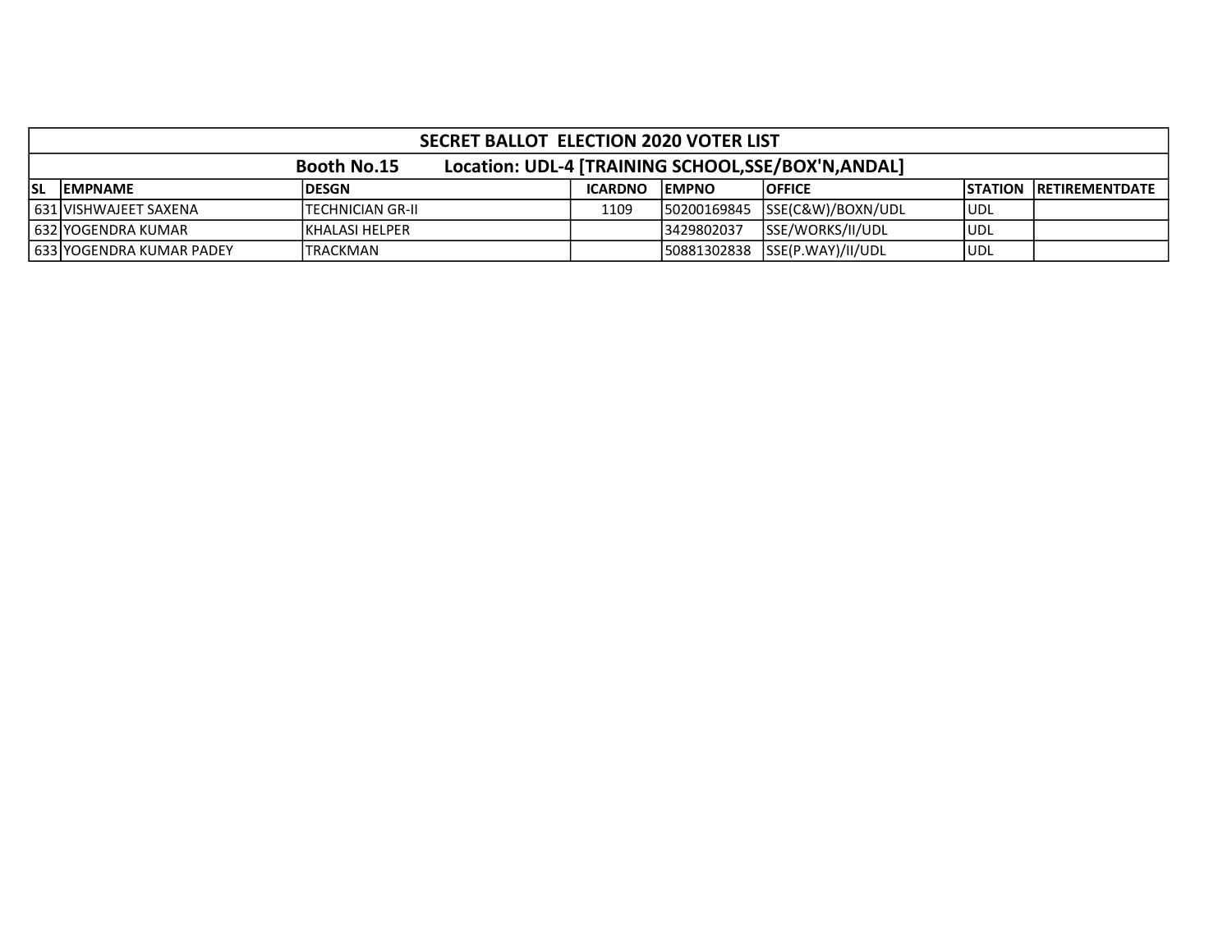| SECRET BALLOT ELECTION 2020 VOTER LIST | | | | | | | |
|---|---|---|---|---|---|---|---|
| Booth No.15 Location: UDL-4 [TRAINING SCHOOL,SSE/BOX'N,ANDAL] | | | | | | | |
| SL | EMPNAME | DESGN | ICARDNO | EMPNO | OFFICE | STATION | RETIREMENTDATE |
| 631 | VISHWAJEET SAXENA | TECHNICIAN GR-II | 1109 | 50200169845 | SSE(C&W)/BOXN/UDL | UDL | |
| 632 | YOGENDRA KUMAR | KHALASI HELPER | | 3429802037 | SSE/WORKS/II/UDL | UDL | |
| 633 | YOGENDRA KUMAR PADEY | TRACKMAN | | 50881302838 | SSE(P.WAY)/II/UDL | UDL | |